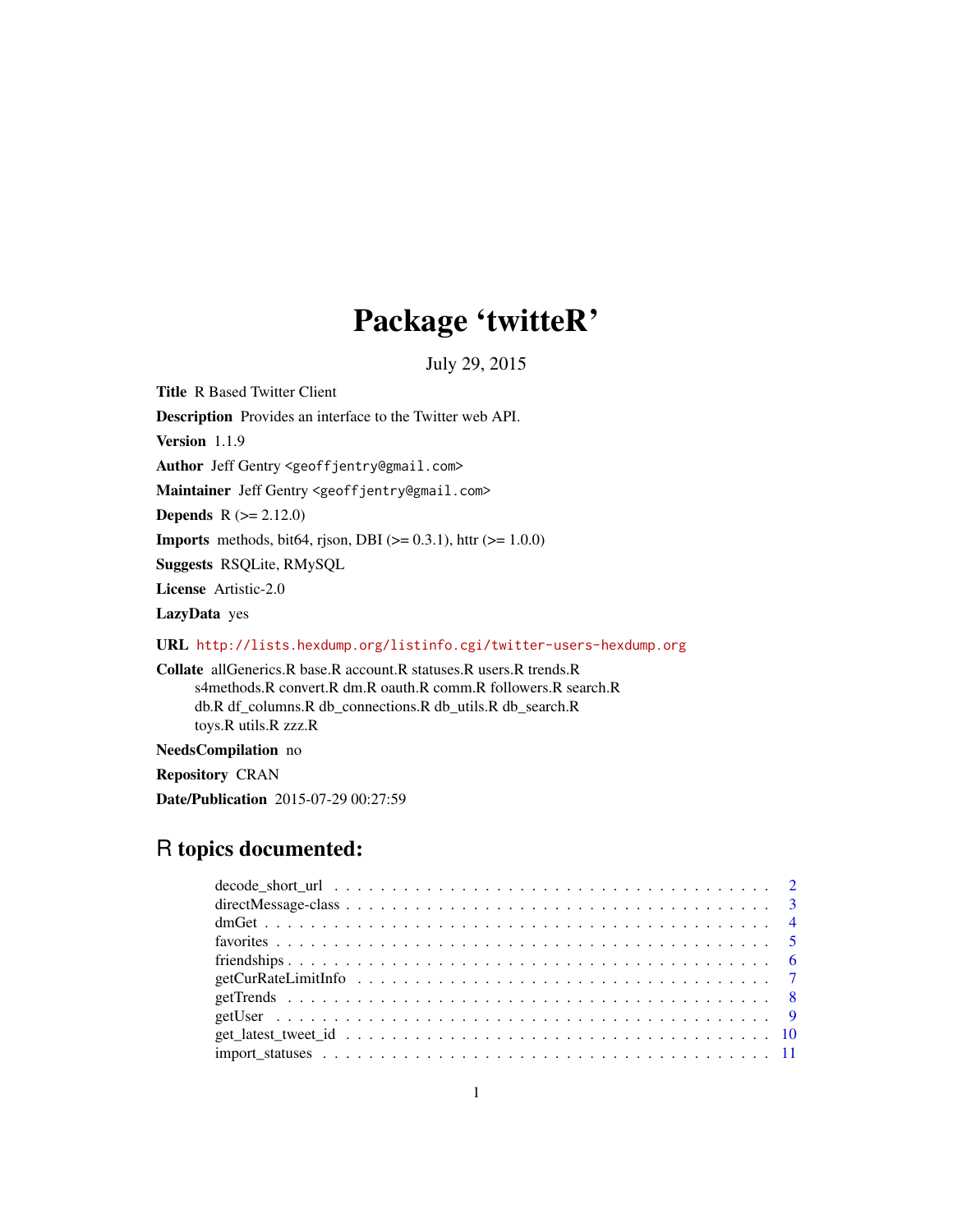# Package 'twitteR'

July 29, 2015

**Title** R Based Twitter Client

**Description** Provides an interface to the Twitter web API.

**Version** 1.1.9

**Author** Jeff Gentry <geoffjentry@gmail.com>

**Maintainer** Jeff Gentry <geoffjentry@gmail.com>

**Depends** R (>= 2.12.0)

**Imports** methods, bit64, rjson, DBI (>= 0.3.1), httr (>= 1.0.0)

**Suggests** RSQLite, RMySQL

**License** Artistic-2.0

**LazyData** yes

**URL** http://lists.hexdump.org/listinfo.cgi/twitter-users-hexdump.org

**Collate** allGenerics.R base.R account.R statuses.R users.R trends.R s4methods.R convert.R dm.R oauth.R comm.R followers.R search.R db.R df_columns.R db_connections.R db_utils.R db_search.R toys.R utils.R zzz.R

**NeedsCompilation** no

**Repository** CRAN

**Date/Publication** 2015-07-29 00:27:59

## R topics documented:

- decode_short_url . . . . . . . . . . . . . . . . . . . . . . . . . . . . . . . . . . . . 2
- directMessage-class . . . . . . . . . . . . . . . . . . . . . . . . . . . . . . . . . . . 3
- dmGet . . . . . . . . . . . . . . . . . . . . . . . . . . . . . . . . . . . . . . . . . 4
- favorites . . . . . . . . . . . . . . . . . . . . . . . . . . . . . . . . . . . . . . . . 5
- friendships . . . . . . . . . . . . . . . . . . . . . . . . . . . . . . . . . . . . . . . 6
- getCurRateLimitInfo . . . . . . . . . . . . . . . . . . . . . . . . . . . . . . . . . . 7
- getTrends . . . . . . . . . . . . . . . . . . . . . . . . . . . . . . . . . . . . . . . 8
- getUser . . . . . . . . . . . . . . . . . . . . . . . . . . . . . . . . . . . . . . . . 9
- get_latest_tweet_id . . . . . . . . . . . . . . . . . . . . . . . . . . . . . . . . . . 10
- import_statuses . . . . . . . . . . . . . . . . . . . . . . . . . . . . . . . . . . . . 11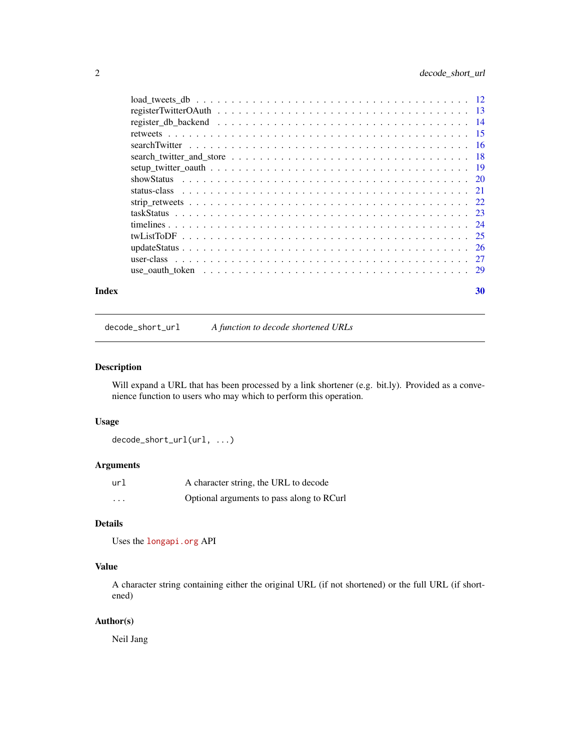load_tweets_db . . . . . . . . . . . . . . . . . . . . . . . . . . . . . . . . . . . . 12
registerTwitterOAuth . . . . . . . . . . . . . . . . . . . . . . . . . . . . . . . . . 13
register_db_backend . . . . . . . . . . . . . . . . . . . . . . . . . . . . . . . . . 14
retweets . . . . . . . . . . . . . . . . . . . . . . . . . . . . . . . . . . . . . . . 15
searchTwitter . . . . . . . . . . . . . . . . . . . . . . . . . . . . . . . . . . . . 16
search_twitter_and_store . . . . . . . . . . . . . . . . . . . . . . . . . . . . . . 18
setup_twitter_oauth . . . . . . . . . . . . . . . . . . . . . . . . . . . . . . . . . 19
showStatus . . . . . . . . . . . . . . . . . . . . . . . . . . . . . . . . . . . . . 20
status-class . . . . . . . . . . . . . . . . . . . . . . . . . . . . . . . . . . . . 21
strip_retweets . . . . . . . . . . . . . . . . . . . . . . . . . . . . . . . . . . . 22
taskStatus . . . . . . . . . . . . . . . . . . . . . . . . . . . . . . . . . . . . . 23
timelines . . . . . . . . . . . . . . . . . . . . . . . . . . . . . . . . . . . . . . 24
twListToDF . . . . . . . . . . . . . . . . . . . . . . . . . . . . . . . . . . . . . 25
updateStatus . . . . . . . . . . . . . . . . . . . . . . . . . . . . . . . . . . . . 26
user-class . . . . . . . . . . . . . . . . . . . . . . . . . . . . . . . . . . . . . 27
use_oauth_token . . . . . . . . . . . . . . . . . . . . . . . . . . . . . . . . . . 29

**Index** **30**

---

`decode_short_url` *A function to decode shortened URLs*

---

### Description

Will expand a URL that has been processed by a link shortener (e.g. bit.ly). Provided as a convenience function to users who may which to perform this operation.

### Usage

```
decode_short_url(url, ...)
```

### Arguments

| | |
|---|---|
| `url` | A character string, the URL to decode |
| `...` | Optional arguments to pass along to RCurl |

### Details

Uses the `longapi.org` API

### Value

A character string containing either the original URL (if not shortened) or the full URL (if shortened)

### Author(s)

Neil Jang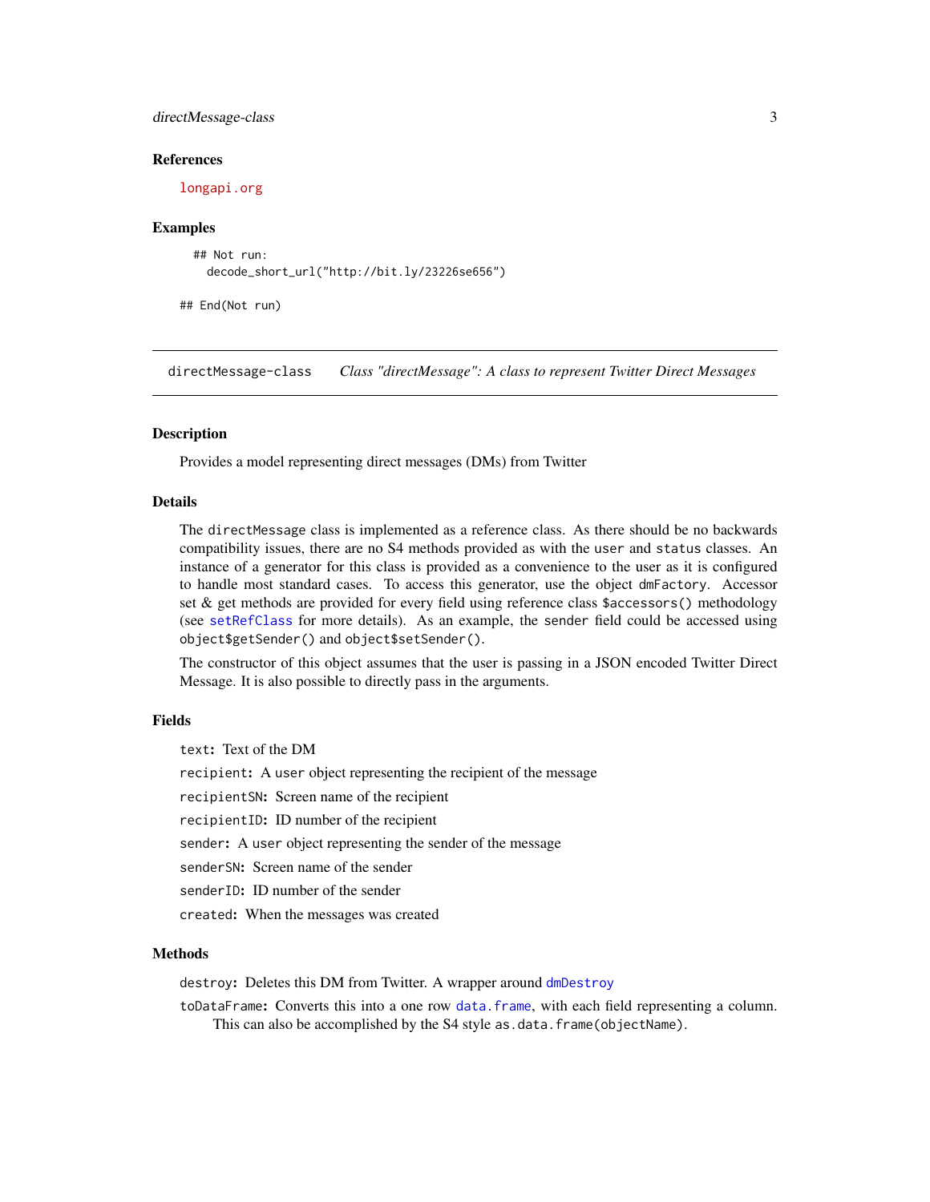### References

longapi.org

### Examples

```
  ## Not run:
    decode_short_url("http://bit.ly/23226se656")

## End(Not run)
```

---

## directMessage-class *Class "directMessage": A class to represent Twitter Direct Messages*

---

### Description

Provides a model representing direct messages (DMs) from Twitter

### Details

The `directMessage` class is implemented as a reference class. As there should be no backwards compatibility issues, there are no S4 methods provided as with the `user` and `status` classes. An instance of a generator for this class is provided as a convenience to the user as it is configured to handle most standard cases. To access this generator, use the object `dmFactory`. Accessor set & get methods are provided for every field using reference class `$accessors()` methodology (see `setRefClass` for more details). As an example, the `sender` field could be accessed using `object$getSender()` and `object$setSender()`.

The constructor of this object assumes that the user is passing in a JSON encoded Twitter Direct Message. It is also possible to directly pass in the arguments.

### Fields

`text`: Text of the DM

`recipient`: A `user` object representing the recipient of the message

`recipientSN`: Screen name of the recipient

`recipientID`: ID number of the recipient

`sender`: A `user` object representing the sender of the message

`senderSN`: Screen name of the sender

`senderID`: ID number of the sender

`created`: When the messages was created

### Methods

`destroy`: Deletes this DM from Twitter. A wrapper around `dmDestroy`

`toDataFrame`: Converts this into a one row `data.frame`, with each field representing a column. This can also be accomplished by the S4 style `as.data.frame(objectName)`.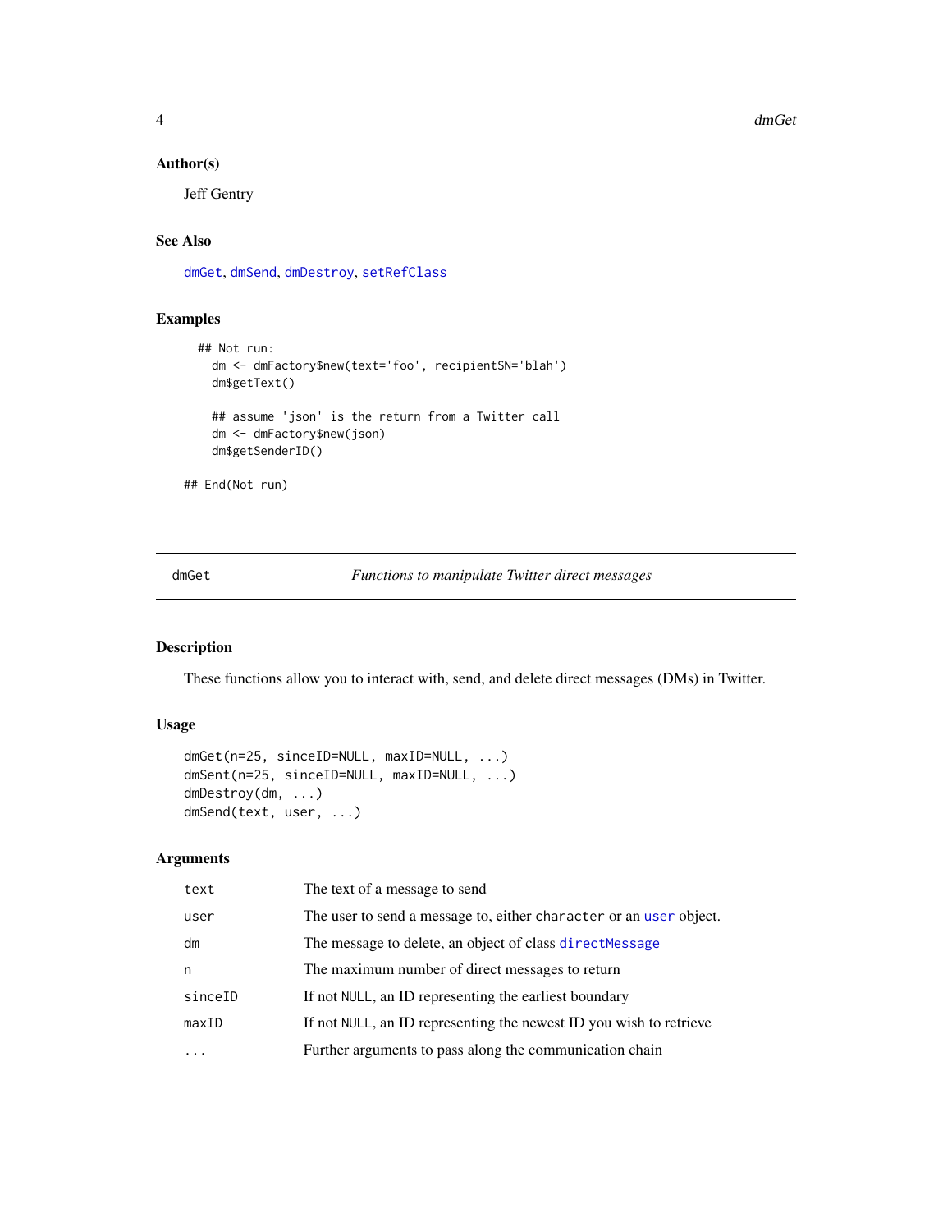### Author(s)

Jeff Gentry

### See Also

dmGet, dmSend, dmDestroy, setRefClass

### Examples

```
  ## Not run:
    dm <- dmFactory$new(text='foo', recipientSN='blah')
    dm$getText()

    ## assume 'json' is the return from a Twitter call
    dm <- dmFactory$new(json)
    dm$getSenderID()

## End(Not run)
```

---

## dmGet — *Functions to manipulate Twitter direct messages*

### Description

These functions allow you to interact with, send, and delete direct messages (DMs) in Twitter.

### Usage

```
dmGet(n=25, sinceID=NULL, maxID=NULL, ...)
dmSent(n=25, sinceID=NULL, maxID=NULL, ...)
dmDestroy(dm, ...)
dmSend(text, user, ...)
```

### Arguments

| | |
|---|---|
| `text` | The text of a message to send |
| `user` | The user to send a message to, either `character` or an `user` object. |
| `dm` | The message to delete, an object of class `directMessage` |
| `n` | The maximum number of direct messages to return |
| `sinceID` | If not `NULL`, an ID representing the earliest boundary |
| `maxID` | If not `NULL`, an ID representing the newest ID you wish to retrieve |
| `...` | Further arguments to pass along the communication chain |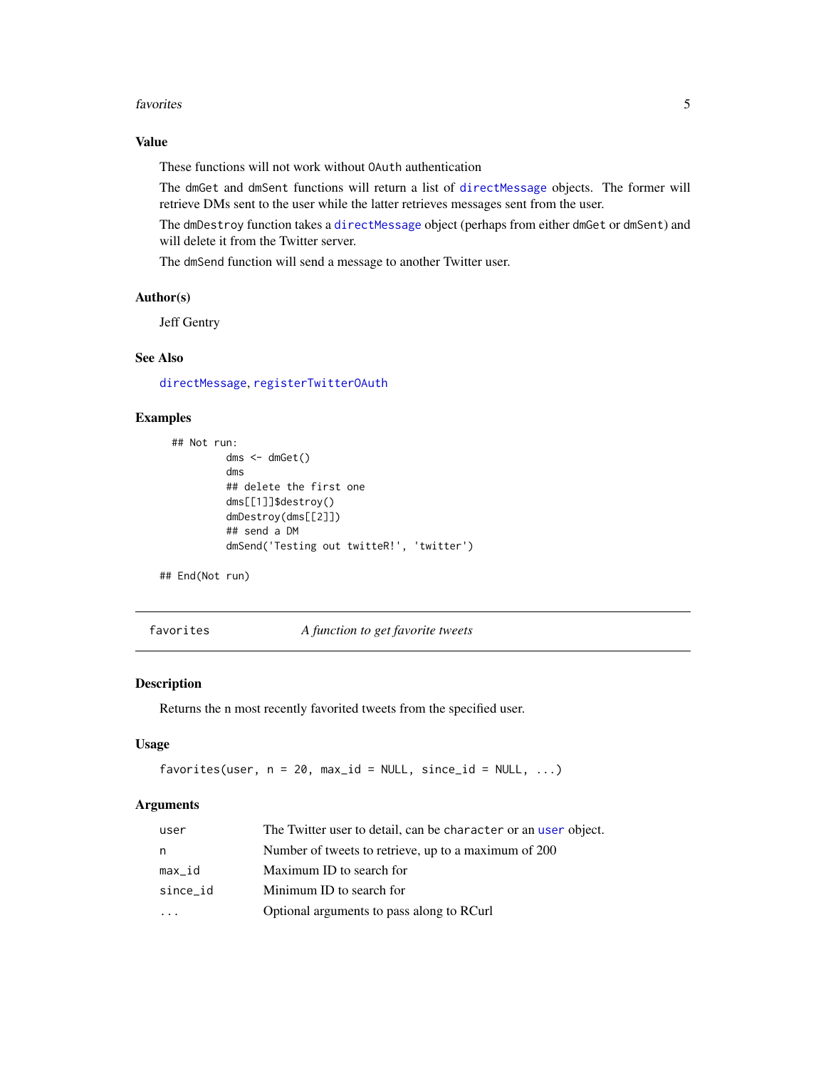### Value

These functions will not work without OAuth authentication

The dmGet and dmSent functions will return a list of directMessage objects. The former will retrieve DMs sent to the user while the latter retrieves messages sent from the user.

The dmDestroy function takes a directMessage object (perhaps from either dmGet or dmSent) and will delete it from the Twitter server.

The dmSend function will send a message to another Twitter user.

### Author(s)

Jeff Gentry

### See Also

directMessage, registerTwitterOAuth

### Examples

```
  ## Not run: 
          dms <- dmGet()
          dms
          ## delete the first one
          dms[[1]]$destroy()
          dmDestroy(dms[[2]])
          ## send a DM
          dmSend('Testing out twitteR!', 'twitter')
  
## End(Not run)
```

---

## favorites — *A function to get favorite tweets*

### Description

Returns the n most recently favorited tweets from the specified user.

### Usage

```
favorites(user, n = 20, max_id = NULL, since_id = NULL, ...)
```

### Arguments

| | |
|---|---|
| user | The Twitter user to detail, can be character or an user object. |
| n | Number of tweets to retrieve, up to a maximum of 200 |
| max_id | Maximum ID to search for |
| since_id | Minimum ID to search for |
| ... | Optional arguments to pass along to RCurl |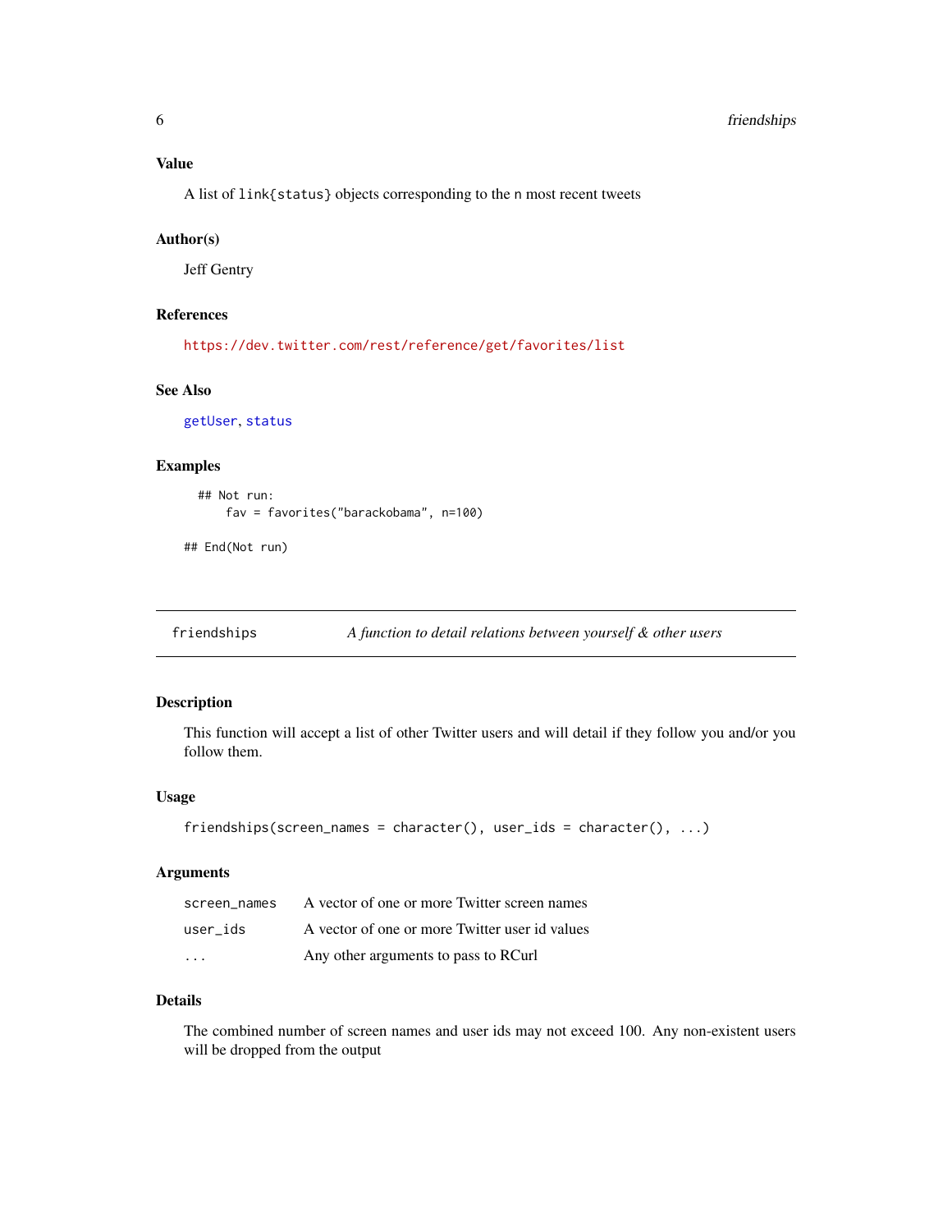### Value

A list of `link{status}` objects corresponding to the `n` most recent tweets

### Author(s)

Jeff Gentry

### References

https://dev.twitter.com/rest/reference/get/favorites/list

### See Also

getUser, status

### Examples

```
  ## Not run:
      fav = favorites("barackobama", n=100)

## End(Not run)
```

---

## friendships — *A function to detail relations between yourself & other users*

---

### Description

This function will accept a list of other Twitter users and will detail if they follow you and/or you follow them.

### Usage

```
friendships(screen_names = character(), user_ids = character(), ...)
```

### Arguments

| | |
|---|---|
| `screen_names` | A vector of one or more Twitter screen names |
| `user_ids` | A vector of one or more Twitter user id values |
| `...` | Any other arguments to pass to RCurl |

### Details

The combined number of screen names and user ids may not exceed 100. Any non-existent users will be dropped from the output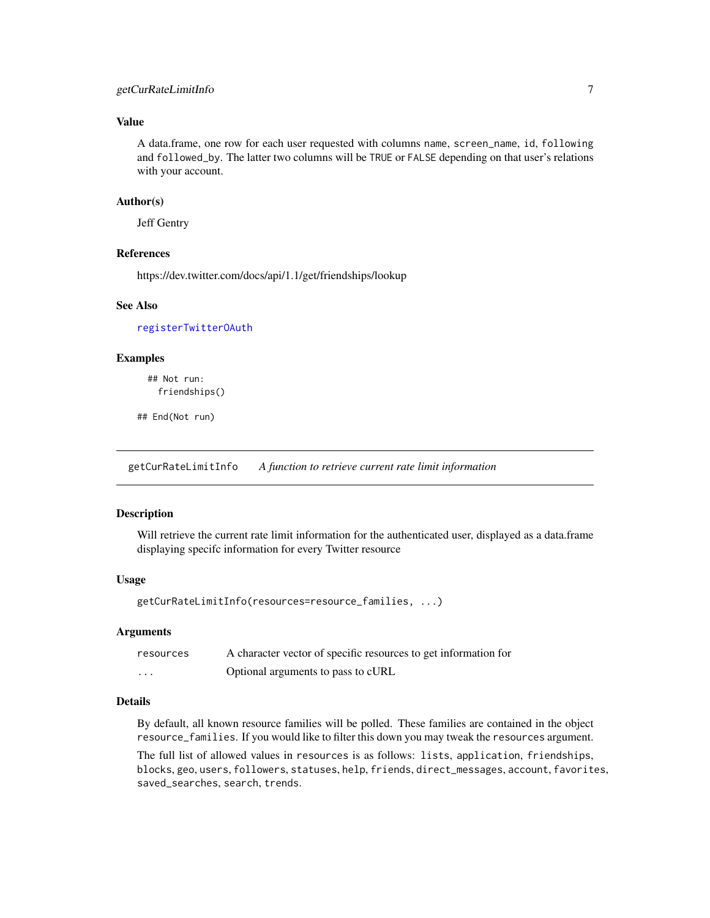### Value

A data.frame, one row for each user requested with columns `name`, `screen_name`, `id`, `following` and `followed_by`. The latter two columns will be `TRUE` or `FALSE` depending on that user's relations with your account.

### Author(s)

Jeff Gentry

### References

https://dev.twitter.com/docs/api/1.1/get/friendships/lookup

### See Also

`registerTwitterOAuth`

### Examples

```
  ## Not run:
    friendships()

## End(Not run)
```

---

## getCurRateLimitInfo *A function to retrieve current rate limit information*

### Description

Will retrieve the current rate limit information for the authenticated user, displayed as a data.frame displaying specifc information for every Twitter resource

### Usage

```
getCurRateLimitInfo(resources=resource_families, ...)
```

### Arguments

| | |
|---|---|
| `resources` | A character vector of specific resources to get information for |
| `...` | Optional arguments to pass to cURL |

### Details

By default, all known resource families will be polled. These families are contained in the object `resource_families`. If you would like to filter this down you may tweak the `resources` argument.

The full list of allowed values in `resources` is as follows: `lists`, `application`, `friendships`, `blocks`, `geo`, `users`, `followers`, `statuses`, `help`, `friends`, `direct_messages`, `account`, `favorites`, `saved_searches`, `search`, `trends`.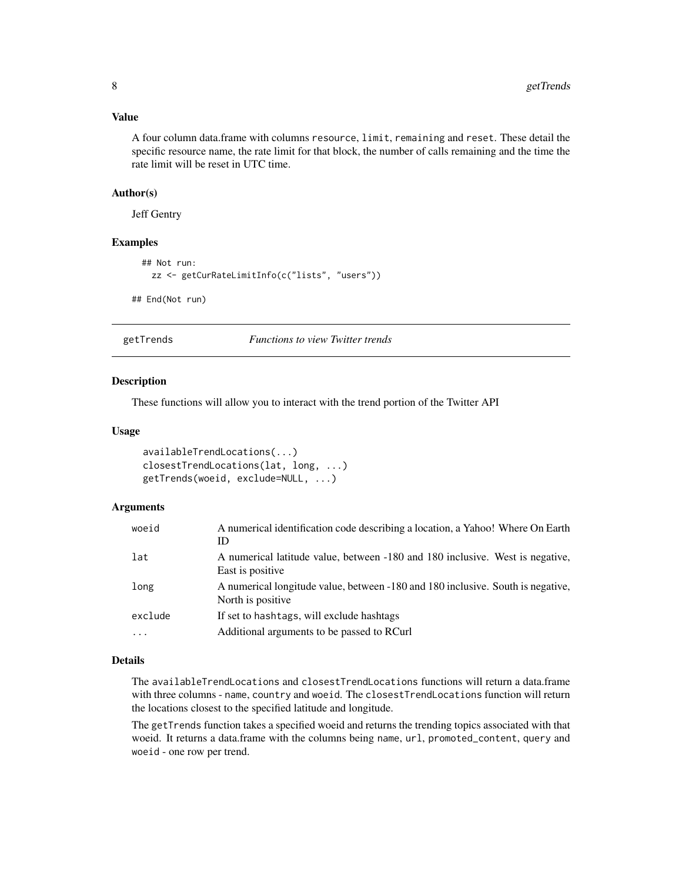### Value

A four column data.frame with columns `resource`, `limit`, `remaining` and `reset`. These detail the specific resource name, the rate limit for that block, the number of calls remaining and the time the rate limit will be reset in UTC time.

### Author(s)

Jeff Gentry

### Examples

```
  ## Not run:
    zz <- getCurRateLimitInfo(c("lists", "users"))

## End(Not run)
```

---

## getTrends — *Functions to view Twitter trends*

---

### Description

These functions will allow you to interact with the trend portion of the Twitter API

### Usage

```
availableTrendLocations(...)
closestTrendLocations(lat, long, ...)
getTrends(woeid, exclude=NULL, ...)
```

### Arguments

| | |
|---|---|
| `woeid` | A numerical identification code describing a location, a Yahoo! Where On Earth ID |
| `lat` | A numerical latitude value, between -180 and 180 inclusive. West is negative, East is positive |
| `long` | A numerical longitude value, between -180 and 180 inclusive. South is negative, North is positive |
| `exclude` | If set to `hashtags`, will exclude hashtags |
| `...` | Additional arguments to be passed to RCurl |

### Details

The `availableTrendLocations` and `closestTrendLocations` functions will return a data.frame with three columns - `name`, `country` and `woeid`. The `closestTrendLocations` function will return the locations closest to the specified latitude and longitude.

The `getTrends` function takes a specified woeid and returns the trending topics associated with that woeid. It returns a data.frame with the columns being `name`, `url`, `promoted_content`, `query` and `woeid` - one row per trend.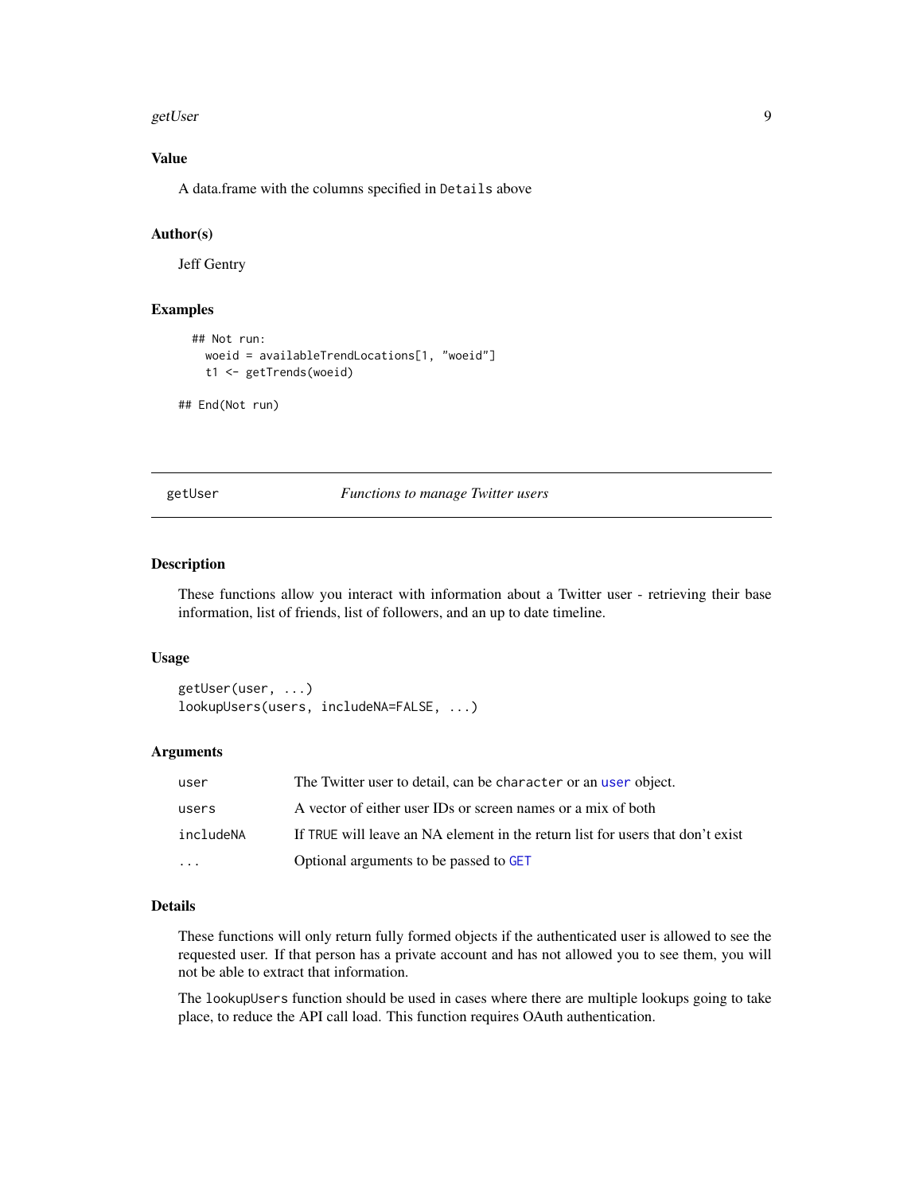### Value

A data.frame with the columns specified in `Details` above

### Author(s)

Jeff Gentry

### Examples

```
  ## Not run:
    woeid = availableTrendLocations[1, "woeid"]
    t1 <- getTrends(woeid)

## End(Not run)
```

---

## getUser — *Functions to manage Twitter users*

---

### Description

These functions allow you interact with information about a Twitter user - retrieving their base information, list of friends, list of followers, and an up to date timeline.

### Usage

```
getUser(user, ...)
lookupUsers(users, includeNA=FALSE, ...)
```

### Arguments

| | |
|---|---|
| `user` | The Twitter user to detail, can be `character` or an `user` object. |
| `users` | A vector of either user IDs or screen names or a mix of both |
| `includeNA` | If `TRUE` will leave an NA element in the return list for users that don't exist |
| `...` | Optional arguments to be passed to `GET` |

### Details

These functions will only return fully formed objects if the authenticated user is allowed to see the requested user. If that person has a private account and has not allowed you to see them, you will not be able to extract that information.

The `lookupUsers` function should be used in cases where there are multiple lookups going to take place, to reduce the API call load. This function requires OAuth authentication.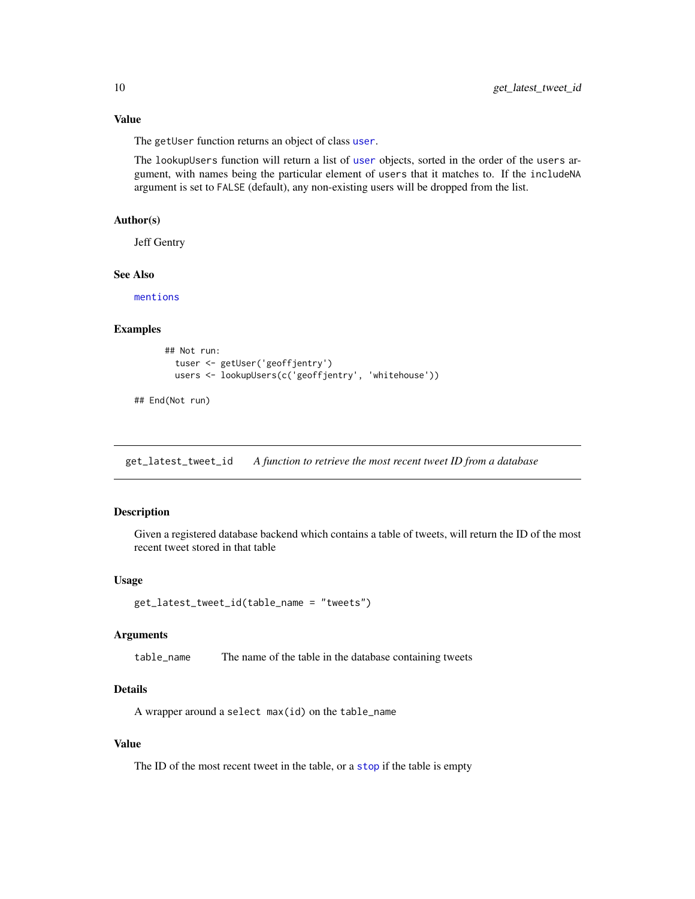### Value

The `getUser` function returns an object of class `user`.

The `lookupUsers` function will return a list of `user` objects, sorted in the order of the `users` argument, with names being the particular element of `users` that it matches to. If the `includeNA` argument is set to `FALSE` (default), any non-existing users will be dropped from the list.

### Author(s)

Jeff Gentry

### See Also

`mentions`

### Examples

```
      ## Not run:
        tuser <- getUser('geoffjentry')
        users <- lookupUsers(c('geoffjentry', 'whitehouse'))

## End(Not run)
```

---

## get_latest_tweet_id — *A function to retrieve the most recent tweet ID from a database*

### Description

Given a registered database backend which contains a table of tweets, will return the ID of the most recent tweet stored in that table

### Usage

```
get_latest_tweet_id(table_name = "tweets")
```

### Arguments

| | |
|---|---|
| `table_name` | The name of the table in the database containing tweets |

### Details

A wrapper around a `select max(id)` on the `table_name`

### Value

The ID of the most recent tweet in the table, or a `stop` if the table is empty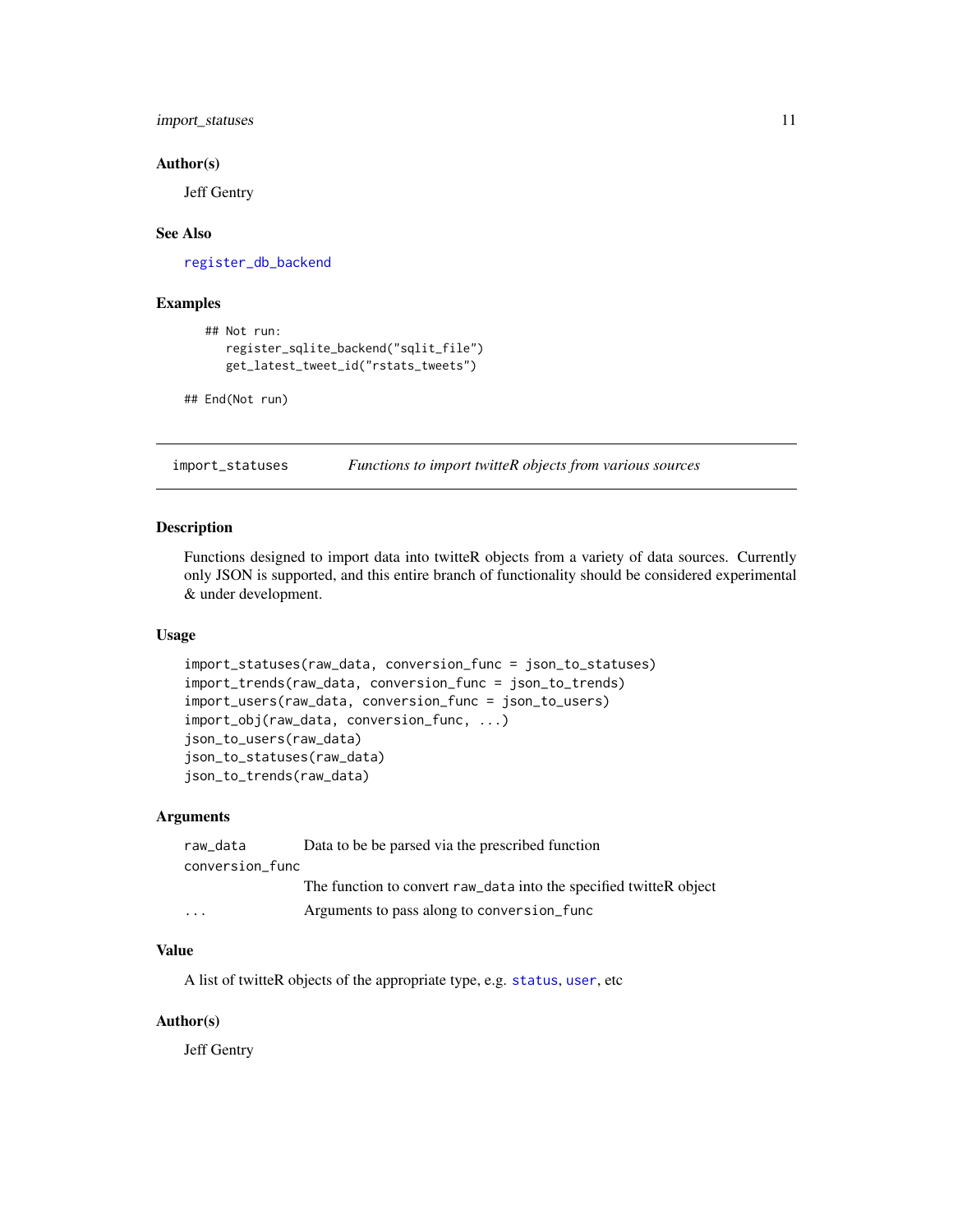### Author(s)

Jeff Gentry

### See Also

register_db_backend

### Examples

```
## Not run:
   register_sqlite_backend("sqlit_file")
   get_latest_tweet_id("rstats_tweets")

## End(Not run)
```

---

## import_statuses — *Functions to import twitteR objects from various sources*

---

### Description

Functions designed to import data into twitteR objects from a variety of data sources. Currently only JSON is supported, and this entire branch of functionality should be considered experimental & under development.

### Usage

```
import_statuses(raw_data, conversion_func = json_to_statuses)
import_trends(raw_data, conversion_func = json_to_trends)
import_users(raw_data, conversion_func = json_to_users)
import_obj(raw_data, conversion_func, ...)
json_to_users(raw_data)
json_to_statuses(raw_data)
json_to_trends(raw_data)
```

### Arguments

| | |
|---|---|
| raw_data | Data to be be parsed via the prescribed function |
| conversion_func | The function to convert raw_data into the specified twitteR object |
| ... | Arguments to pass along to conversion_func |

### Value

A list of twitteR objects of the appropriate type, e.g. status, user, etc

### Author(s)

Jeff Gentry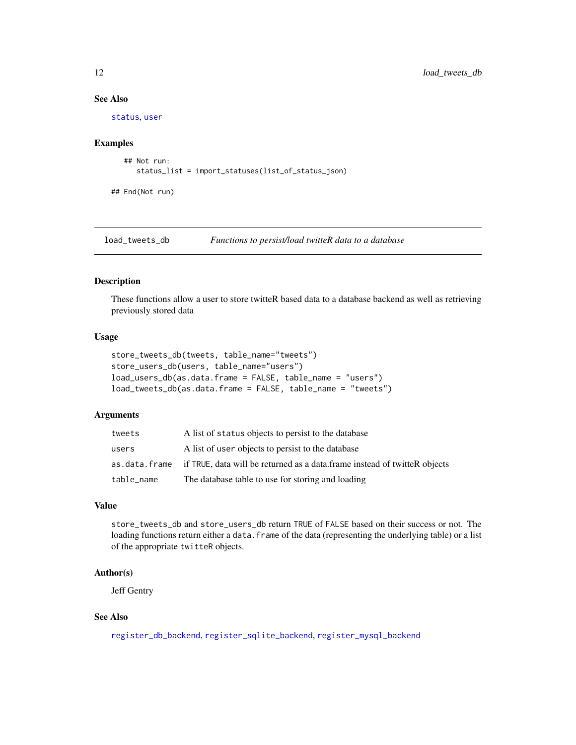## See Also

status, user

## Examples

```
## Not run:
   status_list = import_statuses(list_of_status_json)

## End(Not run)
```

---

# load_tweets_db — *Functions to persist/load twitteR data to a database*

## Description

These functions allow a user to store twitteR based data to a database backend as well as retrieving previously stored data

## Usage

```
store_tweets_db(tweets, table_name="tweets")
store_users_db(users, table_name="users")
load_users_db(as.data.frame = FALSE, table_name = "users")
load_tweets_db(as.data.frame = FALSE, table_name = "tweets")
```

## Arguments

| | |
|---|---|
| `tweets` | A list of `status` objects to persist to the database |
| `users` | A list of `user` objects to persist to the database |
| `as.data.frame` | if `TRUE`, data will be returned as a data.frame instead of twitteR objects |
| `table_name` | The database table to use for storing and loading |

## Value

`store_tweets_db` and `store_users_db` return `TRUE` of `FALSE` based on their success or not. The loading functions return either a `data.frame` of the data (representing the underlying table) or a list of the appropriate `twitteR` objects.

## Author(s)

Jeff Gentry

## See Also

register_db_backend, register_sqlite_backend, register_mysql_backend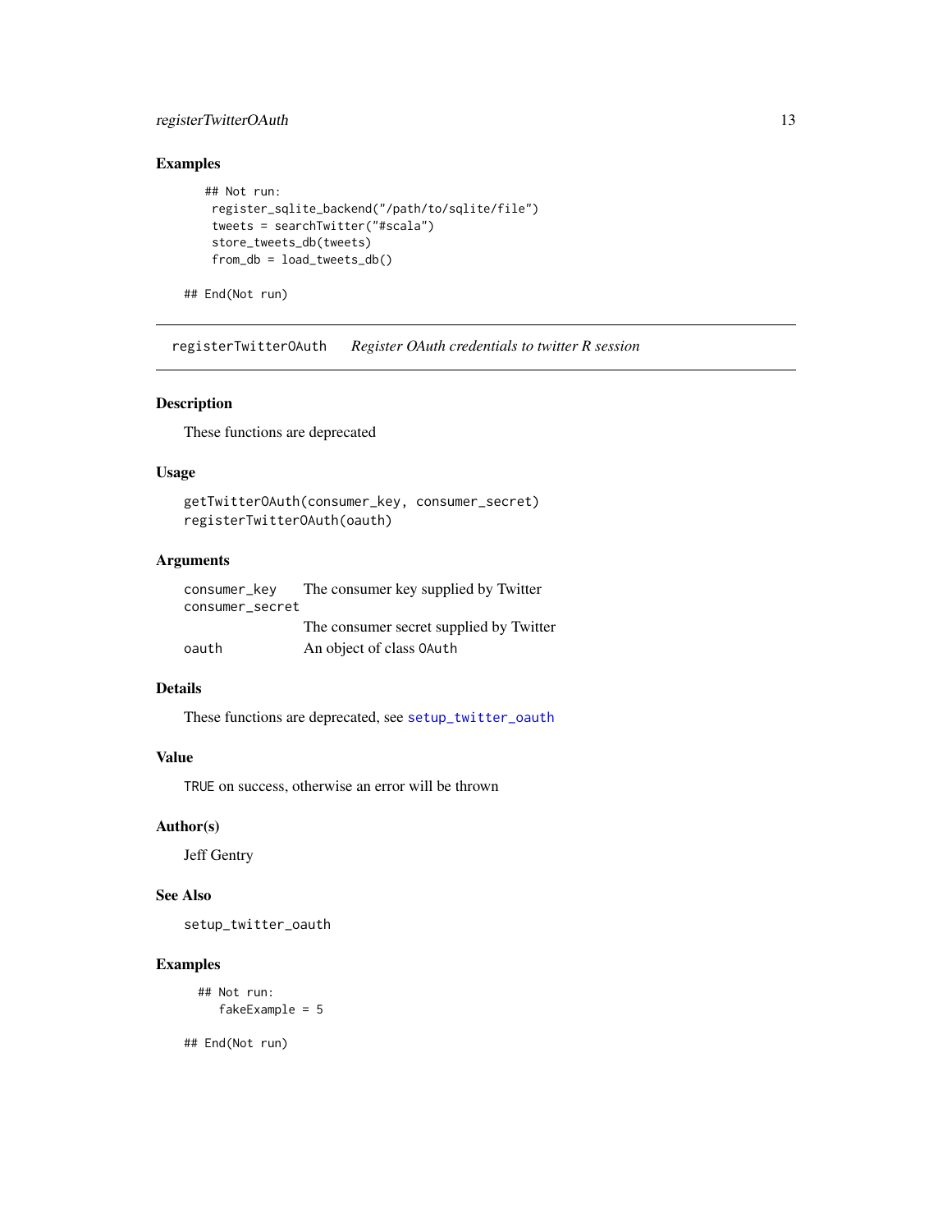## Examples

```
## Not run:
 register_sqlite_backend("/path/to/sqlite/file")
 tweets = searchTwitter("#scala")
 store_tweets_db(tweets)
 from_db = load_tweets_db()

## End(Not run)
```

---

registerTwitterOAuth    *Register OAuth credentials to twitter R session*

---

## Description

These functions are deprecated

## Usage

```
getTwitterOAuth(consumer_key, consumer_secret)
registerTwitterOAuth(oauth)
```

## Arguments

| | |
|---|---|
| consumer_key | The consumer key supplied by Twitter |
| consumer_secret | The consumer secret supplied by Twitter |
| oauth | An object of class OAuth |

## Details

These functions are deprecated, see setup_twitter_oauth

## Value

TRUE on success, otherwise an error will be thrown

## Author(s)

Jeff Gentry

## See Also

setup_twitter_oauth

## Examples

```
## Not run:
   fakeExample = 5

## End(Not run)
```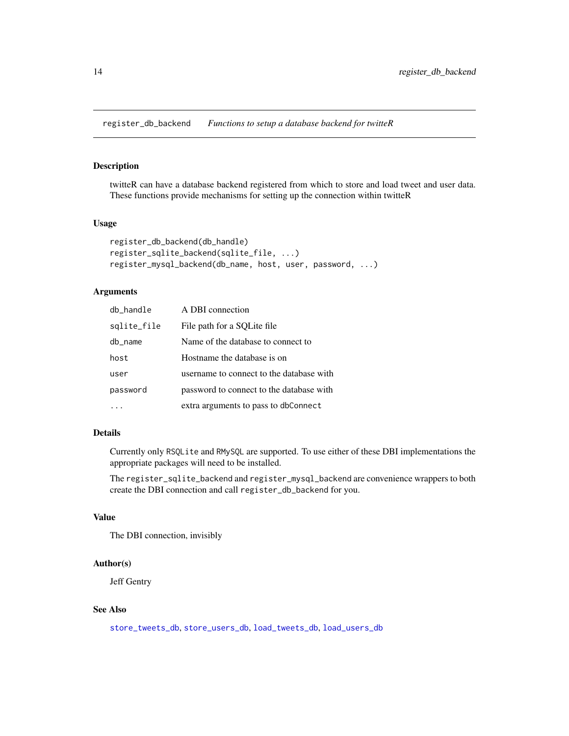## register_db_backend *Functions to setup a database backend for twitteR*

### Description

twitteR can have a database backend registered from which to store and load tweet and user data. These functions provide mechanisms for setting up the connection within twitteR

### Usage

```
register_db_backend(db_handle)
register_sqlite_backend(sqlite_file, ...)
register_mysql_backend(db_name, host, user, password, ...)
```

### Arguments

| | |
|---|---|
| `db_handle` | A DBI connection |
| `sqlite_file` | File path for a SQLite file |
| `db_name` | Name of the database to connect to |
| `host` | Hostname the database is on |
| `user` | username to connect to the database with |
| `password` | password to connect to the database with |
| `...` | extra arguments to pass to `dbConnect` |

### Details

Currently only `RSQLite` and `RMySQL` are supported. To use either of these DBI implementations the appropriate packages will need to be installed.

The `register_sqlite_backend` and `register_mysql_backend` are convenience wrappers to both create the DBI connection and call `register_db_backend` for you.

### Value

The DBI connection, invisibly

### Author(s)

Jeff Gentry

### See Also

`store_tweets_db`, `store_users_db`, `load_tweets_db`, `load_users_db`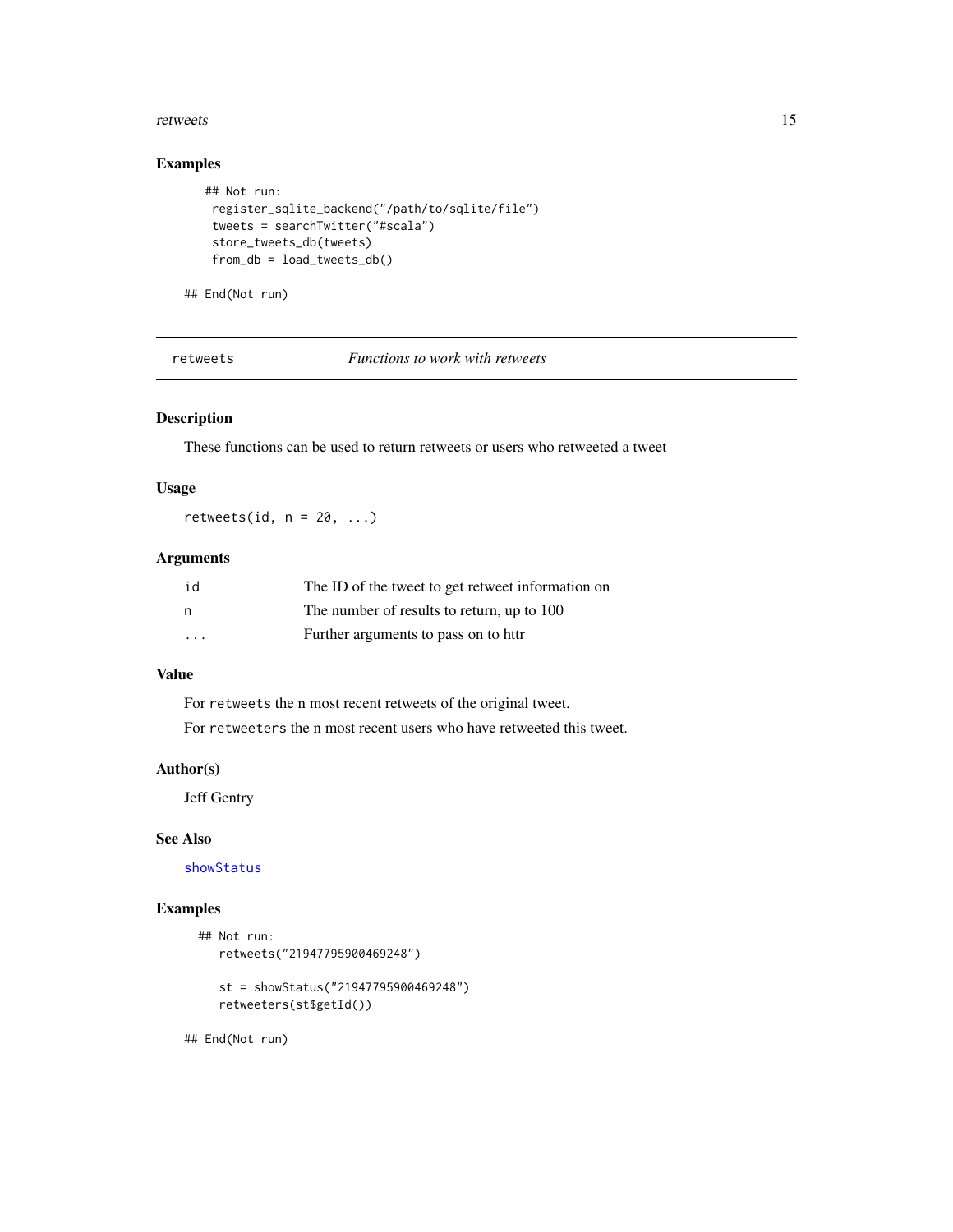### Examples

```
## Not run:
 register_sqlite_backend("/path/to/sqlite/file")
 tweets = searchTwitter("#scala")
 store_tweets_db(tweets)
 from_db = load_tweets_db()

## End(Not run)
```

## retweets — *Functions to work with retweets*

### Description

These functions can be used to return retweets or users who retweeted a tweet

### Usage

```
retweets(id, n = 20, ...)
```

### Arguments

| | |
|---|---|
| id | The ID of the tweet to get retweet information on |
| n | The number of results to return, up to 100 |
| ... | Further arguments to pass on to httr |

### Value

For `retweets` the n most recent retweets of the original tweet.

For `retweeters` the n most recent users who have retweeted this tweet.

### Author(s)

Jeff Gentry

### See Also

`showStatus`

### Examples

```
## Not run:
   retweets("21947795900469248")

   st = showStatus("21947795900469248")
   retweeters(st$getId())

## End(Not run)
```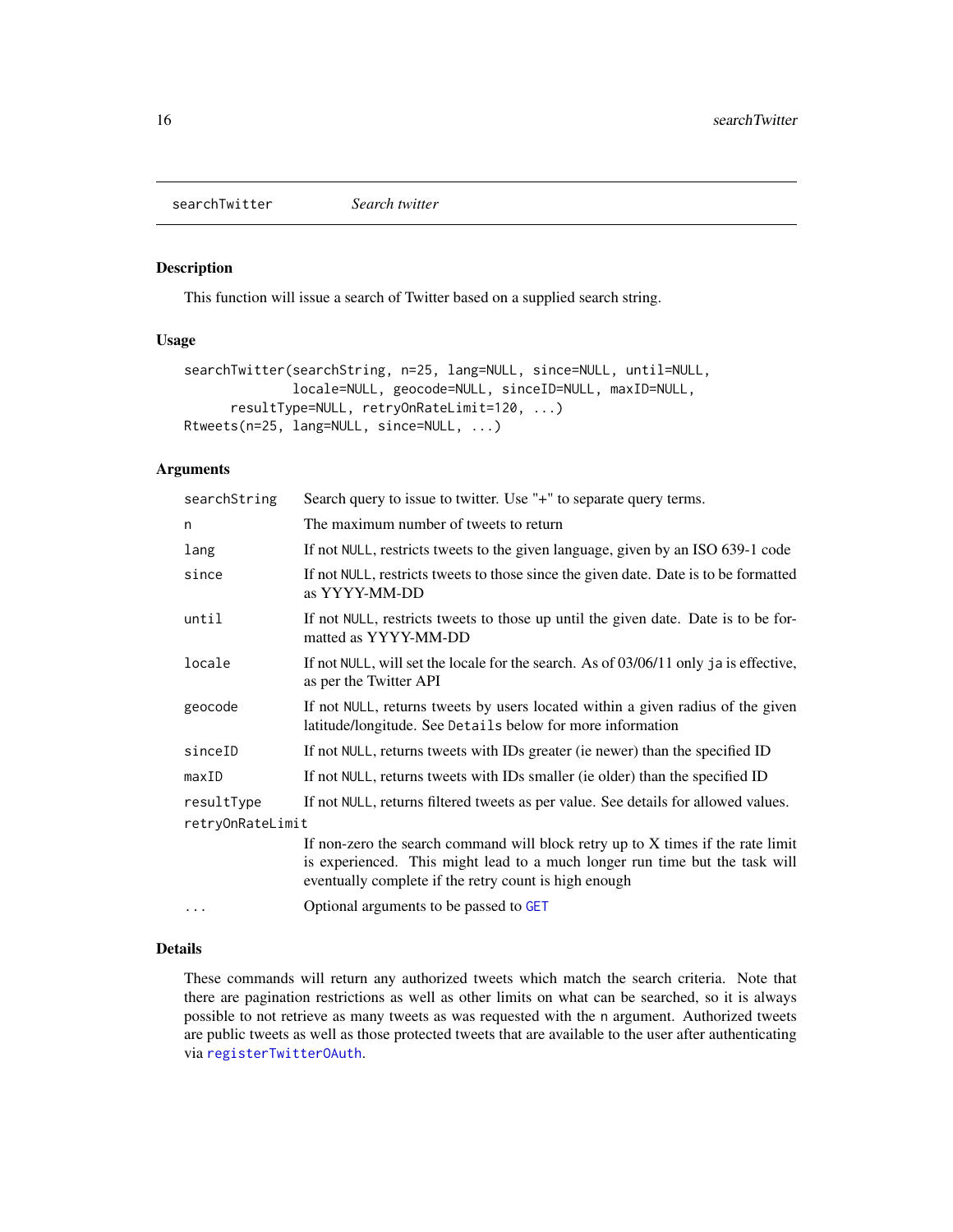## searchTwitter *Search twitter*

### Description

This function will issue a search of Twitter based on a supplied search string.

### Usage

```
searchTwitter(searchString, n=25, lang=NULL, since=NULL, until=NULL,
              locale=NULL, geocode=NULL, sinceID=NULL, maxID=NULL,
      resultType=NULL, retryOnRateLimit=120, ...)
Rtweets(n=25, lang=NULL, since=NULL, ...)
```

### Arguments

| | |
|---|---|
| `searchString` | Search query to issue to twitter. Use "+" to separate query terms. |
| `n` | The maximum number of tweets to return |
| `lang` | If not `NULL`, restricts tweets to the given language, given by an ISO 639-1 code |
| `since` | If not `NULL`, restricts tweets to those since the given date. Date is to be formatted as YYYY-MM-DD |
| `until` | If not `NULL`, restricts tweets to those up until the given date. Date is to be formatted as YYYY-MM-DD |
| `locale` | If not `NULL`, will set the locale for the search. As of 03/06/11 only `ja` is effective, as per the Twitter API |
| `geocode` | If not `NULL`, returns tweets by users located within a given radius of the given latitude/longitude. See `Details` below for more information |
| `sinceID` | If not `NULL`, returns tweets with IDs greater (ie newer) than the specified ID |
| `maxID` | If not `NULL`, returns tweets with IDs smaller (ie older) than the specified ID |
| `resultType` | If not `NULL`, returns filtered tweets as per value. See details for allowed values. |
| `retryOnRateLimit` | If non-zero the search command will block retry up to X times if the rate limit is experienced. This might lead to a much longer run time but the task will eventually complete if the retry count is high enough |
| `...` | Optional arguments to be passed to `GET` |

### Details

These commands will return any authorized tweets which match the search criteria. Note that there are pagination restrictions as well as other limits on what can be searched, so it is always possible to not retrieve as many tweets as was requested with the `n` argument. Authorized tweets are public tweets as well as those protected tweets that are available to the user after authenticating via `registerTwitterOAuth`.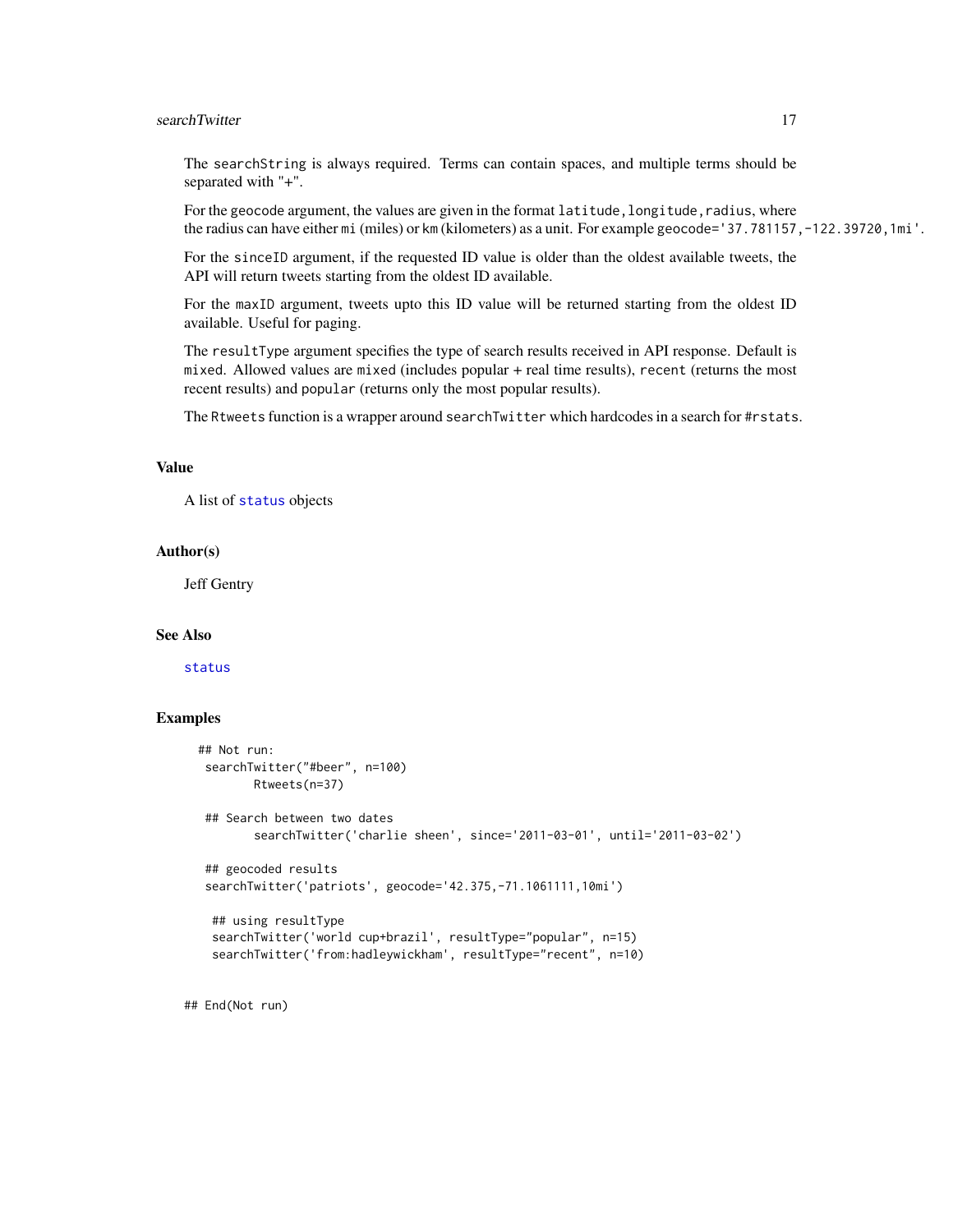The `searchString` is always required. Terms can contain spaces, and multiple terms should be separated with "+".

For the geocode argument, the values are given in the format `latitude,longitude,radius`, where the radius can have either `mi` (miles) or `km` (kilometers) as a unit. For example `geocode='37.781157,-122.39720,1mi'`.

For the `sinceID` argument, if the requested ID value is older than the oldest available tweets, the API will return tweets starting from the oldest ID available.

For the `maxID` argument, tweets upto this ID value will be returned starting from the oldest ID available. Useful for paging.

The `resultType` argument specifies the type of search results received in API response. Default is `mixed`. Allowed values are `mixed` (includes popular + real time results), `recent` (returns the most recent results) and `popular` (returns only the most popular results).

The `Rtweets` function is a wrapper around `searchTwitter` which hardcodes in a search for `#rstats`.

### Value

A list of `status` objects

### Author(s)

Jeff Gentry

### See Also

`status`

### Examples

```
## Not run:
 searchTwitter("#beer", n=100)
        Rtweets(n=37)

 ## Search between two dates
        searchTwitter('charlie sheen', since='2011-03-01', until='2011-03-02')

 ## geocoded results
 searchTwitter('patriots', geocode='42.375,-71.1061111,10mi')

  ## using resultType
  searchTwitter('world cup+brazil', resultType="popular", n=15)
  searchTwitter('from:hadleywickham', resultType="recent", n=10)

## End(Not run)
```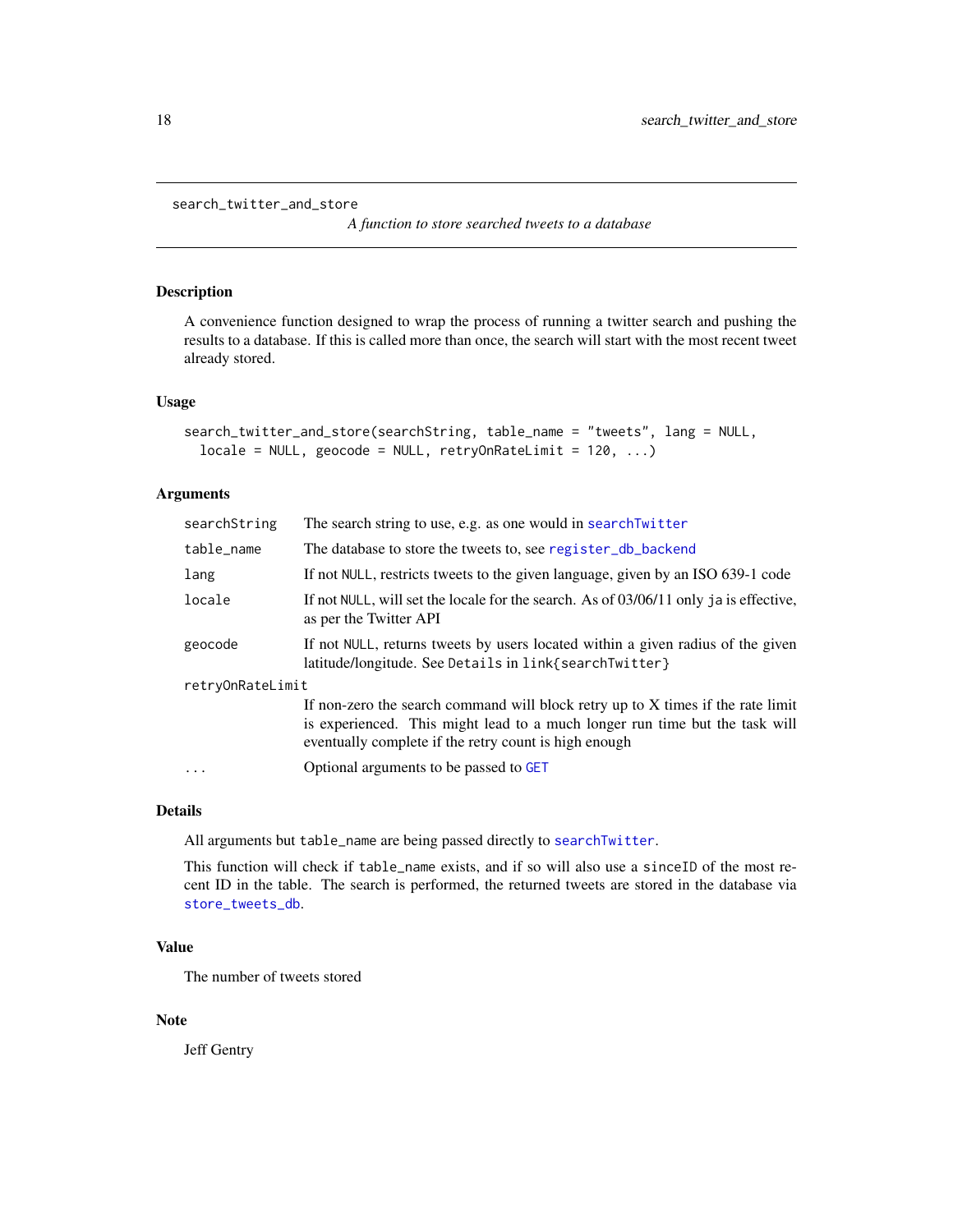search_twitter_and_store

*A function to store searched tweets to a database*

### Description

A convenience function designed to wrap the process of running a twitter search and pushing the results to a database. If this is called more than once, the search will start with the most recent tweet already stored.

### Usage

```
search_twitter_and_store(searchString, table_name = "tweets", lang = NULL,
  locale = NULL, geocode = NULL, retryOnRateLimit = 120, ...)
```

### Arguments

| | |
|---|---|
| searchString | The search string to use, e.g. as one would in `searchTwitter` |
| table_name | The database to store the tweets to, see `register_db_backend` |
| lang | If not `NULL`, restricts tweets to the given language, given by an ISO 639-1 code |
| locale | If not `NULL`, will set the locale for the search. As of 03/06/11 only `ja` is effective, as per the Twitter API |
| geocode | If not `NULL`, returns tweets by users located within a given radius of the given latitude/longitude. See `Details` in `link{searchTwitter}` |
| retryOnRateLimit | If non-zero the search command will block retry up to X times if the rate limit is experienced. This might lead to a much longer run time but the task will eventually complete if the retry count is high enough |
| ... | Optional arguments to be passed to `GET` |

### Details

All arguments but `table_name` are being passed directly to `searchTwitter`.

This function will check if `table_name` exists, and if so will also use a `sinceID` of the most recent ID in the table. The search is performed, the returned tweets are stored in the database via `store_tweets_db`.

### Value

The number of tweets stored

### Note

Jeff Gentry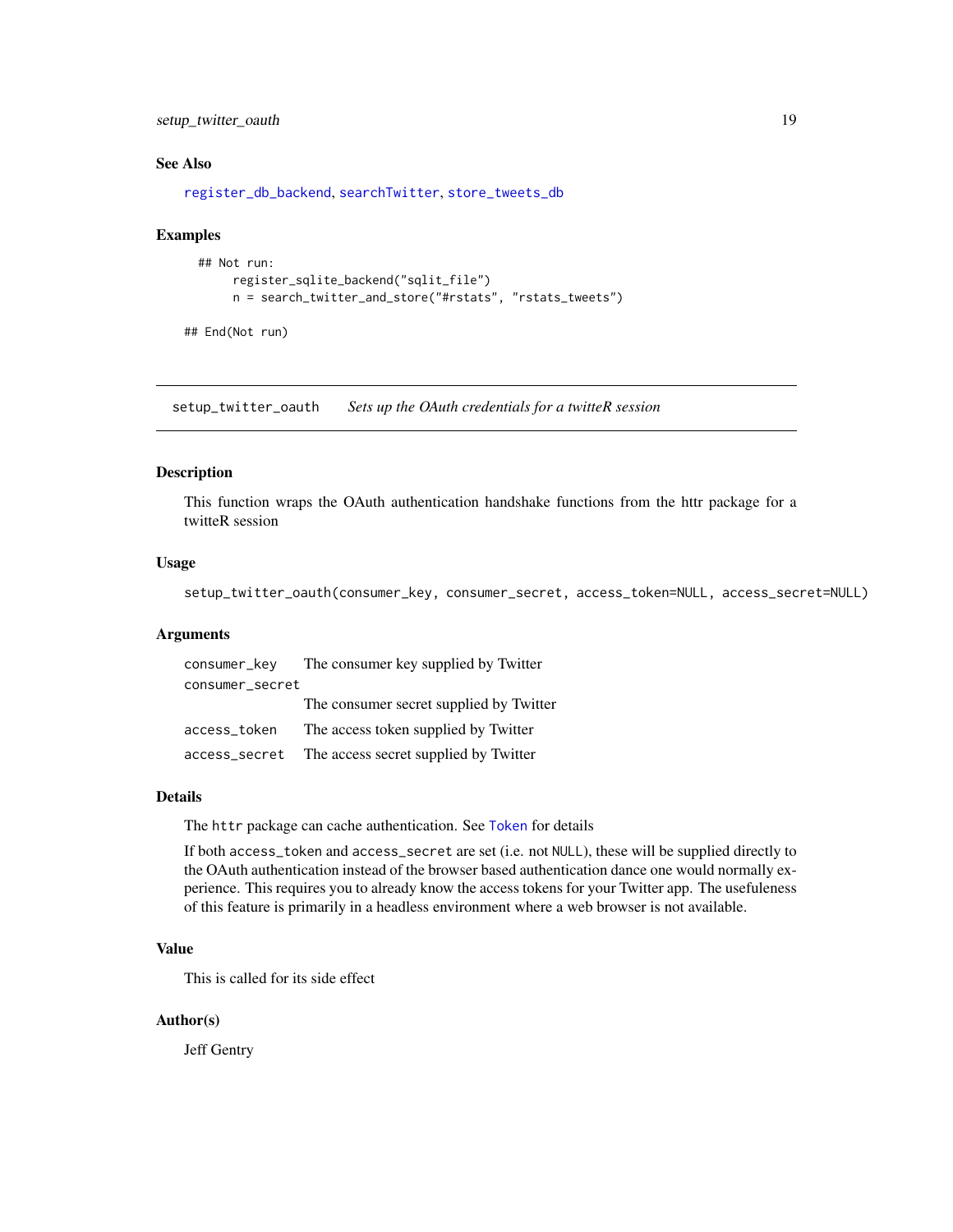### See Also

register_db_backend, searchTwitter, store_tweets_db

### Examples

```
## Not run:
     register_sqlite_backend("sqlit_file")
     n = search_twitter_and_store("#rstats", "rstats_tweets")

## End(Not run)
```

---

## setup_twitter_oauth *Sets up the OAuth credentials for a twitteR session*

---

### Description

This function wraps the OAuth authentication handshake functions from the httr package for a twitteR session

### Usage

```
setup_twitter_oauth(consumer_key, consumer_secret, access_token=NULL, access_secret=NULL)
```

### Arguments

| | |
|---|---|
| consumer_key | The consumer key supplied by Twitter |
| consumer_secret | The consumer secret supplied by Twitter |
| access_token | The access token supplied by Twitter |
| access_secret | The access secret supplied by Twitter |

### Details

The httr package can cache authentication. See Token for details

If both access_token and access_secret are set (i.e. not NULL), these will be supplied directly to the OAuth authentication instead of the browser based authentication dance one would normally experience. This requires you to already know the access tokens for your Twitter app. The usefuleness of this feature is primarily in a headless environment where a web browser is not available.

### Value

This is called for its side effect

### Author(s)

Jeff Gentry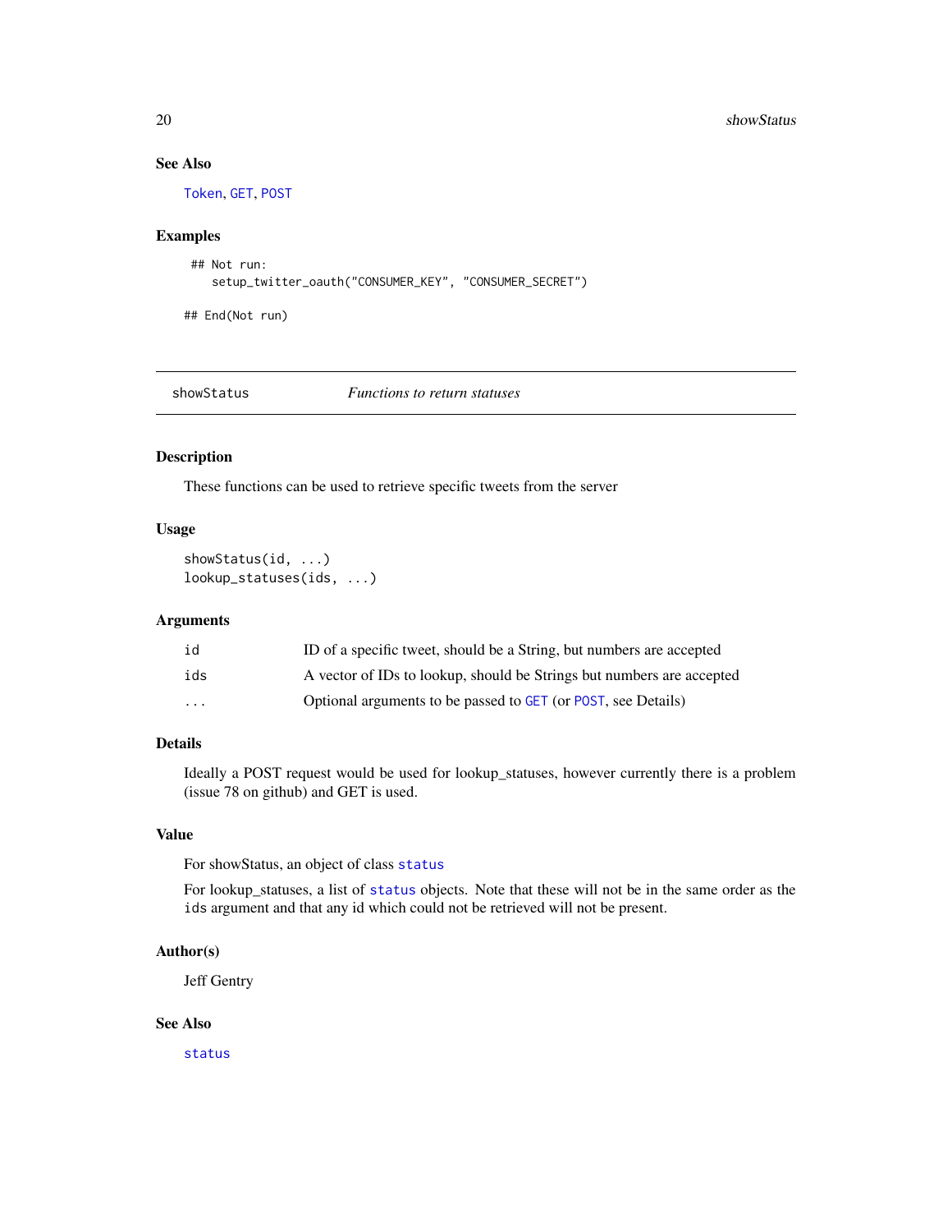### See Also

Token, GET, POST

### Examples

```
 ## Not run:
    setup_twitter_oauth("CONSUMER_KEY", "CONSUMER_SECRET")

## End(Not run)
```

---

## showStatus — *Functions to return statuses*

---

### Description

These functions can be used to retrieve specific tweets from the server

### Usage

```
showStatus(id, ...)
lookup_statuses(ids, ...)
```

### Arguments

| | |
|---|---|
| id | ID of a specific tweet, should be a String, but numbers are accepted |
| ids | A vector of IDs to lookup, should be Strings but numbers are accepted |
| ... | Optional arguments to be passed to GET (or POST, see Details) |

### Details

Ideally a POST request would be used for lookup_statuses, however currently there is a problem (issue 78 on github) and GET is used.

### Value

For showStatus, an object of class status

For lookup_statuses, a list of status objects. Note that these will not be in the same order as the ids argument and that any id which could not be retrieved will not be present.

### Author(s)

Jeff Gentry

### See Also

status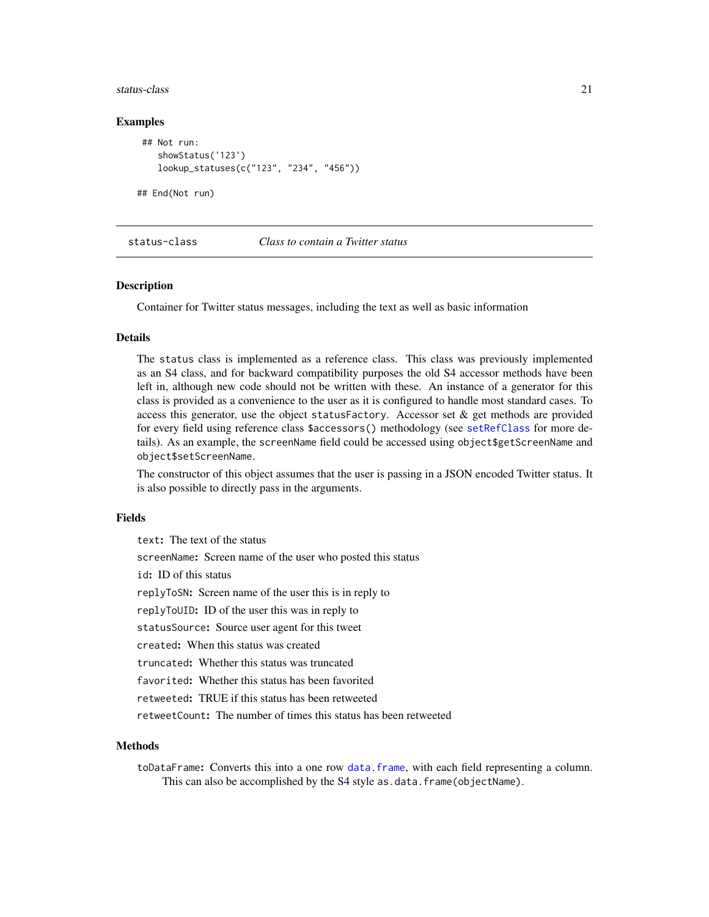### Examples

```
 ## Not run:
    showStatus('123')
    lookup_statuses(c("123", "234", "456"))

## End(Not run)
```

---

## status-class — *Class to contain a Twitter status*

### Description

Container for Twitter status messages, including the text as well as basic information

### Details

The `status` class is implemented as a reference class. This class was previously implemented as an S4 class, and for backward compatibility purposes the old S4 accessor methods have been left in, although new code should not be written with these. An instance of a generator for this class is provided as a convenience to the user as it is configured to handle most standard cases. To access this generator, use the object `statusFactory`. Accessor set & get methods are provided for every field using reference class `$accessors()` methodology (see `setRefClass` for more details). As an example, the `screenName` field could be accessed using `object$getScreenName` and `object$setScreenName`.

The constructor of this object assumes that the user is passing in a JSON encoded Twitter status. It is also possible to directly pass in the arguments.

### Fields

`text`: The text of the status

`screenName`: Screen name of the user who posted this status

`id`: ID of this status

`replyToSN`: Screen name of the user this is in reply to

`replyToUID`: ID of the user this was in reply to

`statusSource`: Source user agent for this tweet

`created`: When this status was created

`truncated`: Whether this status was truncated

`favorited`: Whether this status has been favorited

`retweeted`: TRUE if this status has been retweeted

`retweetCount`: The number of times this status has been retweeted

### Methods

`toDataFrame`: Converts this into a one row `data.frame`, with each field representing a column. This can also be accomplished by the S4 style `as.data.frame(objectName)`.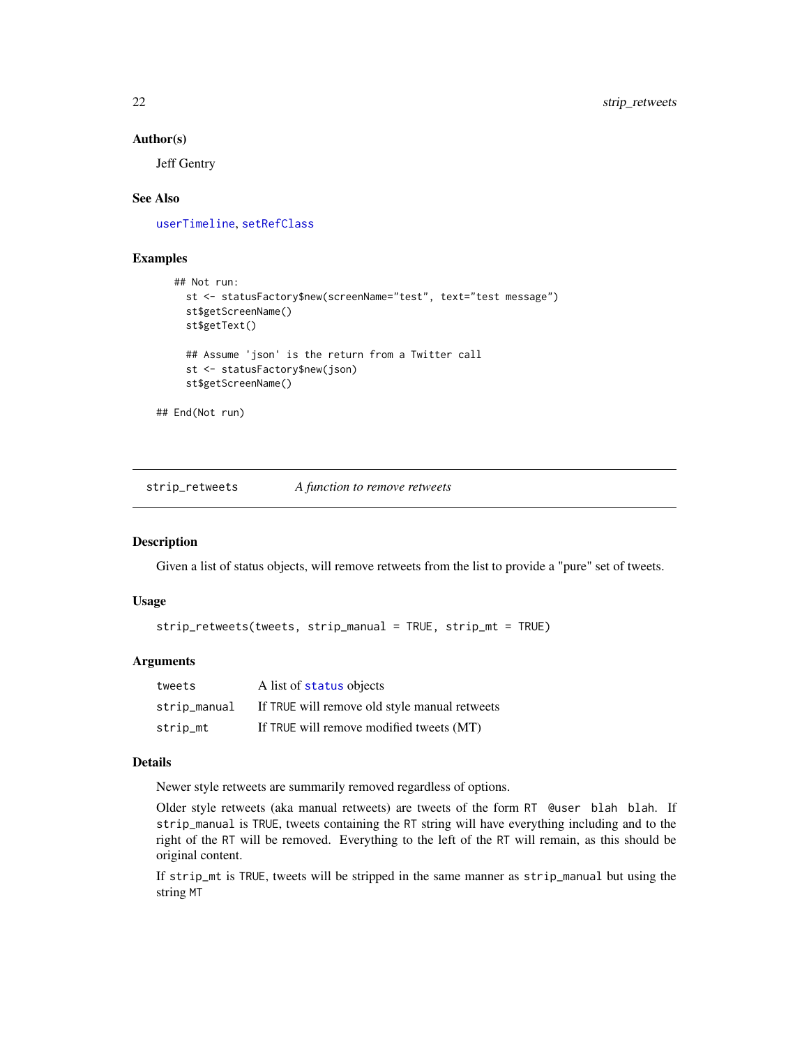### Author(s)

Jeff Gentry

### See Also

`userTimeline`, `setRefClass`

### Examples

```
  ## Not run:
    st <- statusFactory$new(screenName="test", text="test message")
    st$getScreenName()
    st$getText()

    ## Assume 'json' is the return from a Twitter call
    st <- statusFactory$new(json)
    st$getScreenName()

## End(Not run)
```

---

## strip_retweets — *A function to remove retweets*

---

### Description

Given a list of status objects, will remove retweets from the list to provide a "pure" set of tweets.

### Usage

```
strip_retweets(tweets, strip_manual = TRUE, strip_mt = TRUE)
```

### Arguments

| | |
|---|---|
| `tweets` | A list of `status` objects |
| `strip_manual` | If `TRUE` will remove old style manual retweets |
| `strip_mt` | If `TRUE` will remove modified tweets (MT) |

### Details

Newer style retweets are summarily removed regardless of options.

Older style retweets (aka manual retweets) are tweets of the form `RT @user blah blah`. If `strip_manual` is `TRUE`, tweets containing the `RT` string will have everything including and to the right of the `RT` will be removed. Everything to the left of the `RT` will remain, as this should be original content.

If `strip_mt` is `TRUE`, tweets will be stripped in the same manner as `strip_manual` but using the string `MT`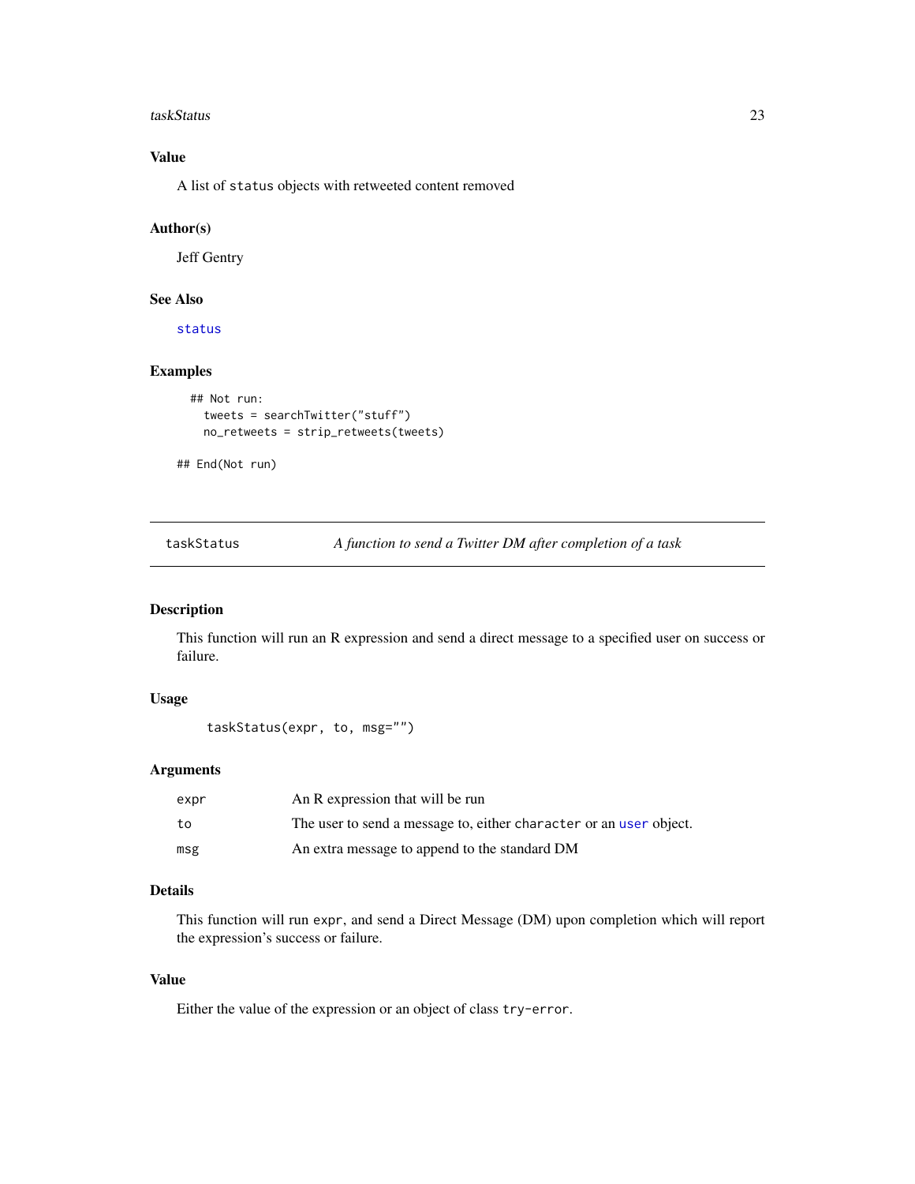### Value

A list of `status` objects with retweeted content removed

### Author(s)

Jeff Gentry

### See Also

`status`

### Examples

```
## Not run:
  tweets = searchTwitter("stuff")
  no_retweets = strip_retweets(tweets)

## End(Not run)
```

---

## taskStatus — *A function to send a Twitter DM after completion of a task*

---

### Description

This function will run an R expression and send a direct message to a specified user on success or failure.

### Usage

```
taskStatus(expr, to, msg="")
```

### Arguments

| | |
|---|---|
| `expr` | An R expression that will be run |
| `to` | The user to send a message to, either `character` or an `user` object. |
| `msg` | An extra message to append to the standard DM |

### Details

This function will run `expr`, and send a Direct Message (DM) upon completion which will report the expression's success or failure.

### Value

Either the value of the expression or an object of class `try-error`.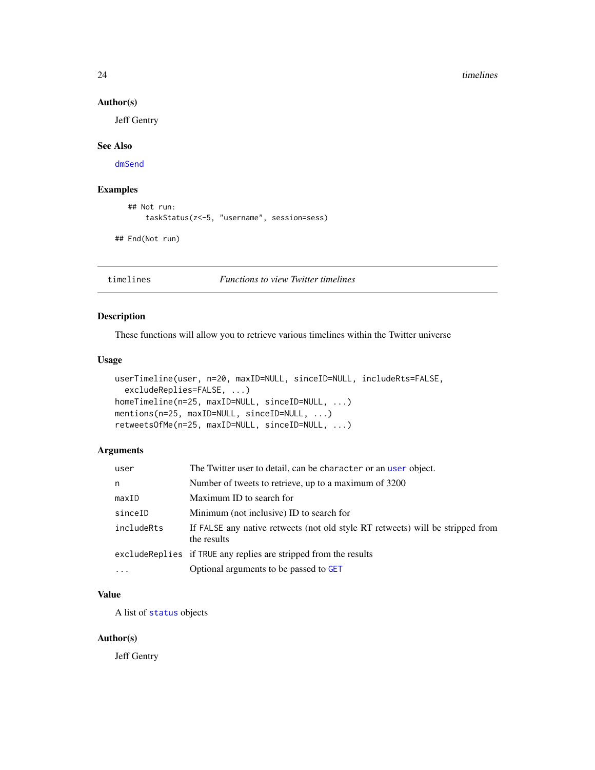### Author(s)

Jeff Gentry

### See Also

dmSend

### Examples

```
    ## Not run:
        taskStatus(z<-5, "username", session=sess)

## End(Not run)
```

---

## timelines — *Functions to view Twitter timelines*

### Description

These functions will allow you to retrieve various timelines within the Twitter universe

### Usage

```
userTimeline(user, n=20, maxID=NULL, sinceID=NULL, includeRts=FALSE,
  excludeReplies=FALSE, ...)
homeTimeline(n=25, maxID=NULL, sinceID=NULL, ...)
mentions(n=25, maxID=NULL, sinceID=NULL, ...)
retweetsOfMe(n=25, maxID=NULL, sinceID=NULL, ...)
```

### Arguments

| | |
|---|---|
| `user` | The Twitter user to detail, can be `character` or an `user` object. |
| `n` | Number of tweets to retrieve, up to a maximum of 3200 |
| `maxID` | Maximum ID to search for |
| `sinceID` | Minimum (not inclusive) ID to search for |
| `includeRts` | If `FALSE` any native retweets (not old style RT retweets) will be stripped from the results |
| `excludeReplies` | if `TRUE` any replies are stripped from the results |
| `...` | Optional arguments to be passed to `GET` |

### Value

A list of `status` objects

### Author(s)

Jeff Gentry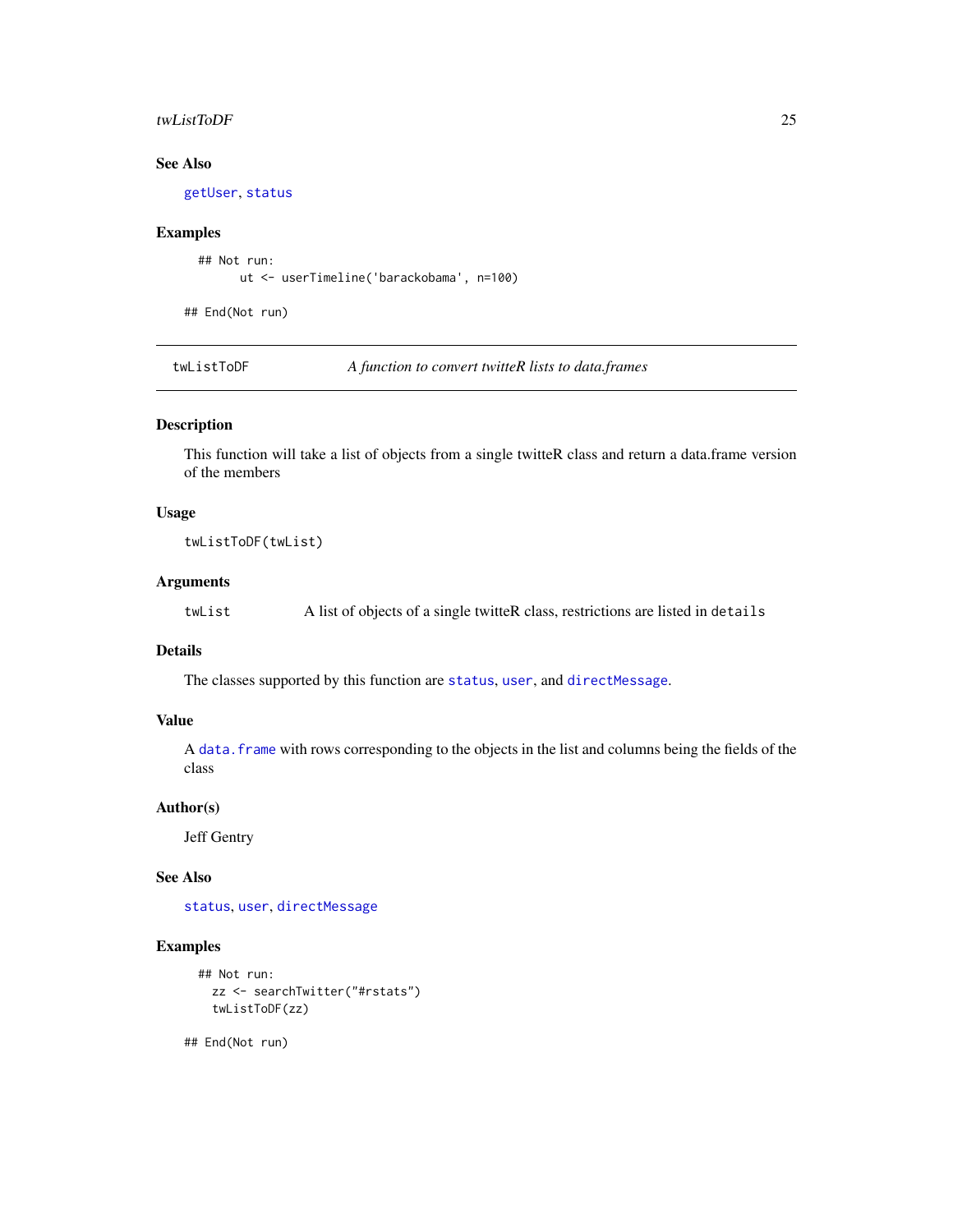### See Also

getUser, status

### Examples

```
## Not run:
      ut <- userTimeline('barackobama', n=100)

## End(Not run)
```

---

## twListToDF — *A function to convert twitteR lists to data.frames*

---

### Description

This function will take a list of objects from a single twitteR class and return a data.frame version of the members

### Usage

```
twListToDF(twList)
```

### Arguments

| | |
|---|---|
| twList | A list of objects of a single twitteR class, restrictions are listed in `details` |

### Details

The classes supported by this function are `status`, `user`, and `directMessage`.

### Value

A `data.frame` with rows corresponding to the objects in the list and columns being the fields of the class

### Author(s)

Jeff Gentry

### See Also

status, user, directMessage

### Examples

```
## Not run:
  zz <- searchTwitter("#rstats")
  twListToDF(zz)

## End(Not run)
```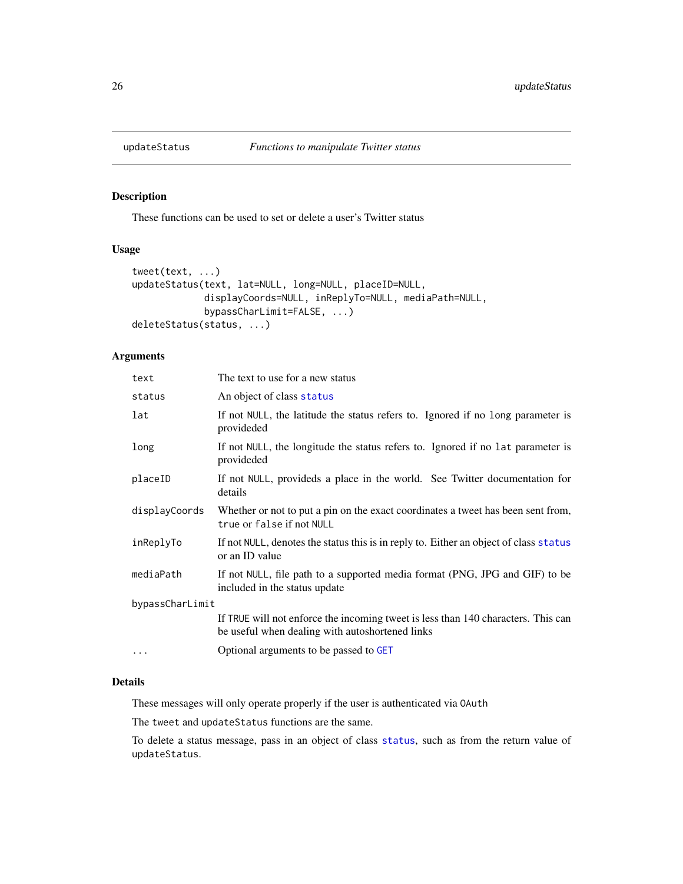## updateStatus — *Functions to manipulate Twitter status*

### Description

These functions can be used to set or delete a user's Twitter status

### Usage

```
tweet(text, ...)
updateStatus(text, lat=NULL, long=NULL, placeID=NULL,
             displayCoords=NULL, inReplyTo=NULL, mediaPath=NULL,
             bypassCharLimit=FALSE, ...)
deleteStatus(status, ...)
```

### Arguments

| | |
|---|---|
| `text` | The text to use for a new status |
| `status` | An object of class `status` |
| `lat` | If not `NULL`, the latitude the status refers to. Ignored if no `long` parameter is provideded |
| `long` | If not `NULL`, the longitude the status refers to. Ignored if no `lat` parameter is provideded |
| `placeID` | If not `NULL`, provideds a place in the world. See Twitter documentation for details |
| `displayCoords` | Whether or not to put a pin on the exact coordinates a tweet has been sent from, `true` or `false` if not `NULL` |
| `inReplyTo` | If not `NULL`, denotes the status this is in reply to. Either an object of class `status` or an ID value |
| `mediaPath` | If not `NULL`, file path to a supported media format (PNG, JPG and GIF) to be included in the status update |
| `bypassCharLimit` | If `TRUE` will not enforce the incoming tweet is less than 140 characters. This can be useful when dealing with autoshortened links |
| `...` | Optional arguments to be passed to `GET` |

### Details

These messages will only operate properly if the user is authenticated via `OAuth`

The `tweet` and `updateStatus` functions are the same.

To delete a status message, pass in an object of class `status`, such as from the return value of `updateStatus`.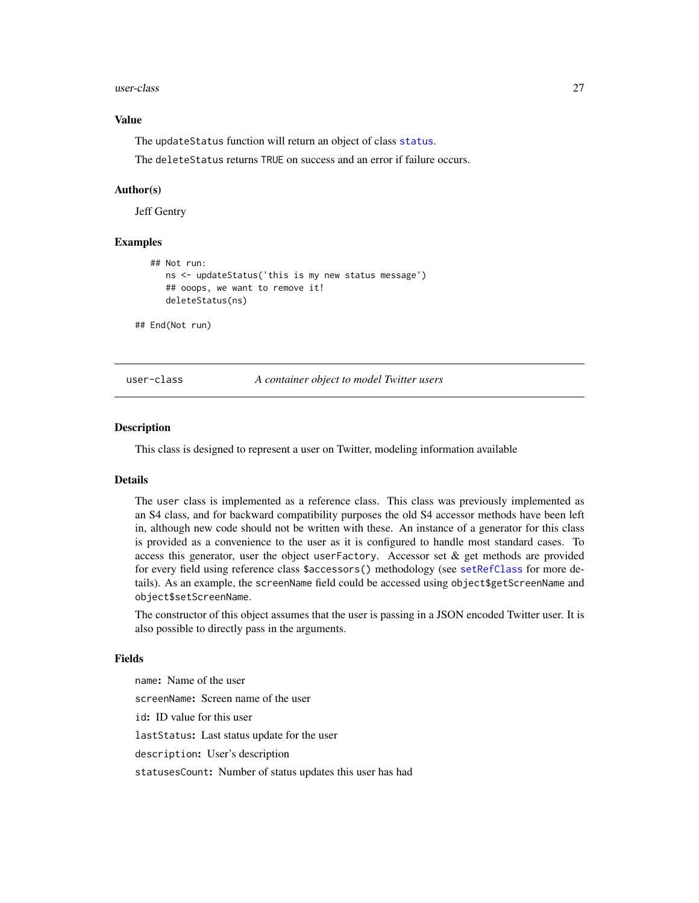## Value

The `updateStatus` function will return an object of class `status`.

The `deleteStatus` returns `TRUE` on success and an error if failure occurs.

## Author(s)

Jeff Gentry

## Examples

```
    ## Not run:
       ns <- updateStatus('this is my new status message')
       ## ooops, we want to remove it!
       deleteStatus(ns)

## End(Not run)
```

---

`user-class` *A container object to model Twitter users*

---

## Description

This class is designed to represent a user on Twitter, modeling information available

## Details

The `user` class is implemented as a reference class. This class was previously implemented as an S4 class, and for backward compatibility purposes the old S4 accessor methods have been left in, although new code should not be written with these. An instance of a generator for this class is provided as a convenience to the user as it is configured to handle most standard cases. To access this generator, user the object `userFactory`. Accessor set & get methods are provided for every field using reference class `$accessors()` methodology (see `setRefClass` for more details). As an example, the `screenName` field could be accessed using `object$getScreenName` and `object$setScreenName`.

The constructor of this object assumes that the user is passing in a JSON encoded Twitter user. It is also possible to directly pass in the arguments.

## Fields

`name`: Name of the user

`screenName`: Screen name of the user

`id`: ID value for this user

`lastStatus`: Last status update for the user

`description`: User's description

`statusesCount`: Number of status updates this user has had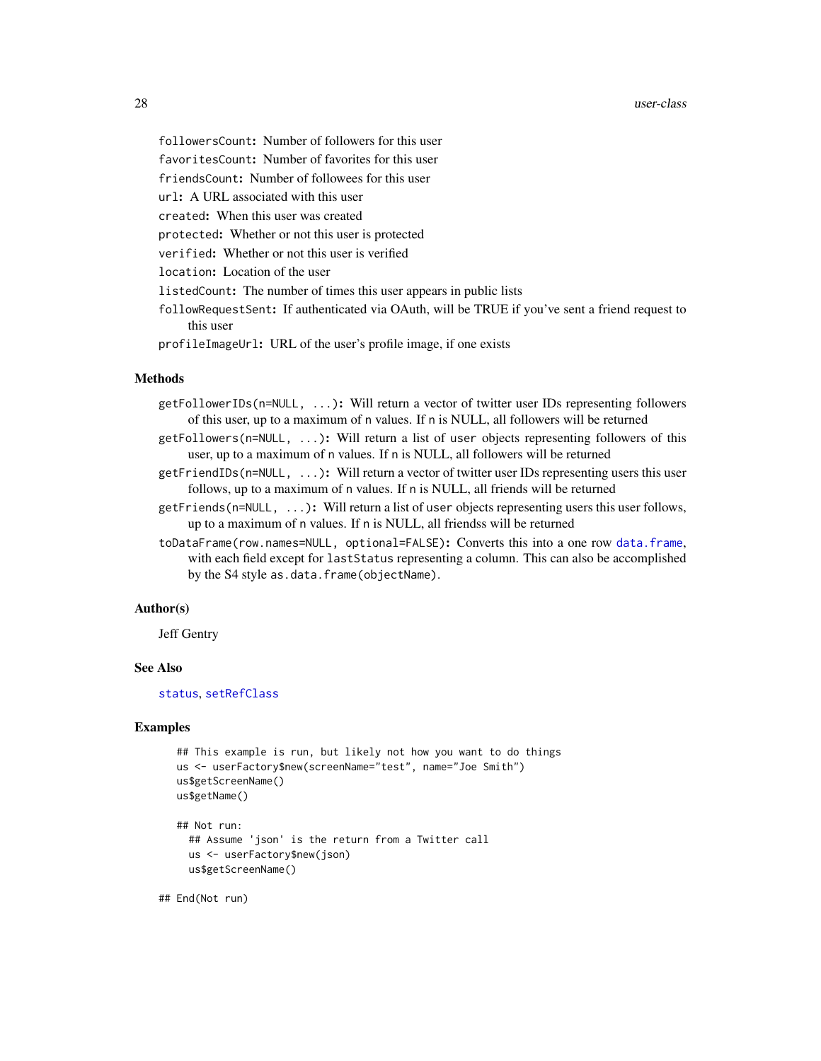`followersCount`**:** Number of followers for this user

`favoritesCount`**:** Number of favorites for this user

`friendsCount`**:** Number of followees for this user

`url`**:** A URL associated with this user

`created`**:** When this user was created

`protected`**:** Whether or not this user is protected

`verified`**:** Whether or not this user is verified

`location`**:** Location of the user

`listedCount`**:** The number of times this user appears in public lists

`followRequestSent`**:** If authenticated via OAuth, will be TRUE if you've sent a friend request to this user

`profileImageUrl`**:** URL of the user's profile image, if one exists

### Methods

`getFollowerIDs(n=NULL, ...)`**:** Will return a vector of twitter user IDs representing followers of this user, up to a maximum of `n` values. If `n` is NULL, all followers will be returned

`getFollowers(n=NULL, ...)`**:** Will return a list of `user` objects representing followers of this user, up to a maximum of `n` values. If `n` is NULL, all followers will be returned

`getFriendIDs(n=NULL, ...)`**:** Will return a vector of twitter user IDs representing users this user follows, up to a maximum of `n` values. If `n` is NULL, all friends will be returned

`getFriends(n=NULL, ...)`**:** Will return a list of `user` objects representing users this user follows, up to a maximum of `n` values. If `n` is NULL, all friendss will be returned

`toDataFrame(row.names=NULL, optional=FALSE)`**:** Converts this into a one row `data.frame`, with each field except for `lastStatus` representing a column. This can also be accomplished by the S4 style `as.data.frame(objectName)`.

### Author(s)

Jeff Gentry

### See Also

`status`, `setRefClass`

### Examples

```
## This example is run, but likely not how you want to do things
us <- userFactory$new(screenName="test", name="Joe Smith")
us$getScreenName()
us$getName()

## Not run:
  ## Assume 'json' is the return from a Twitter call
  us <- userFactory$new(json)
  us$getScreenName()

## End(Not run)
```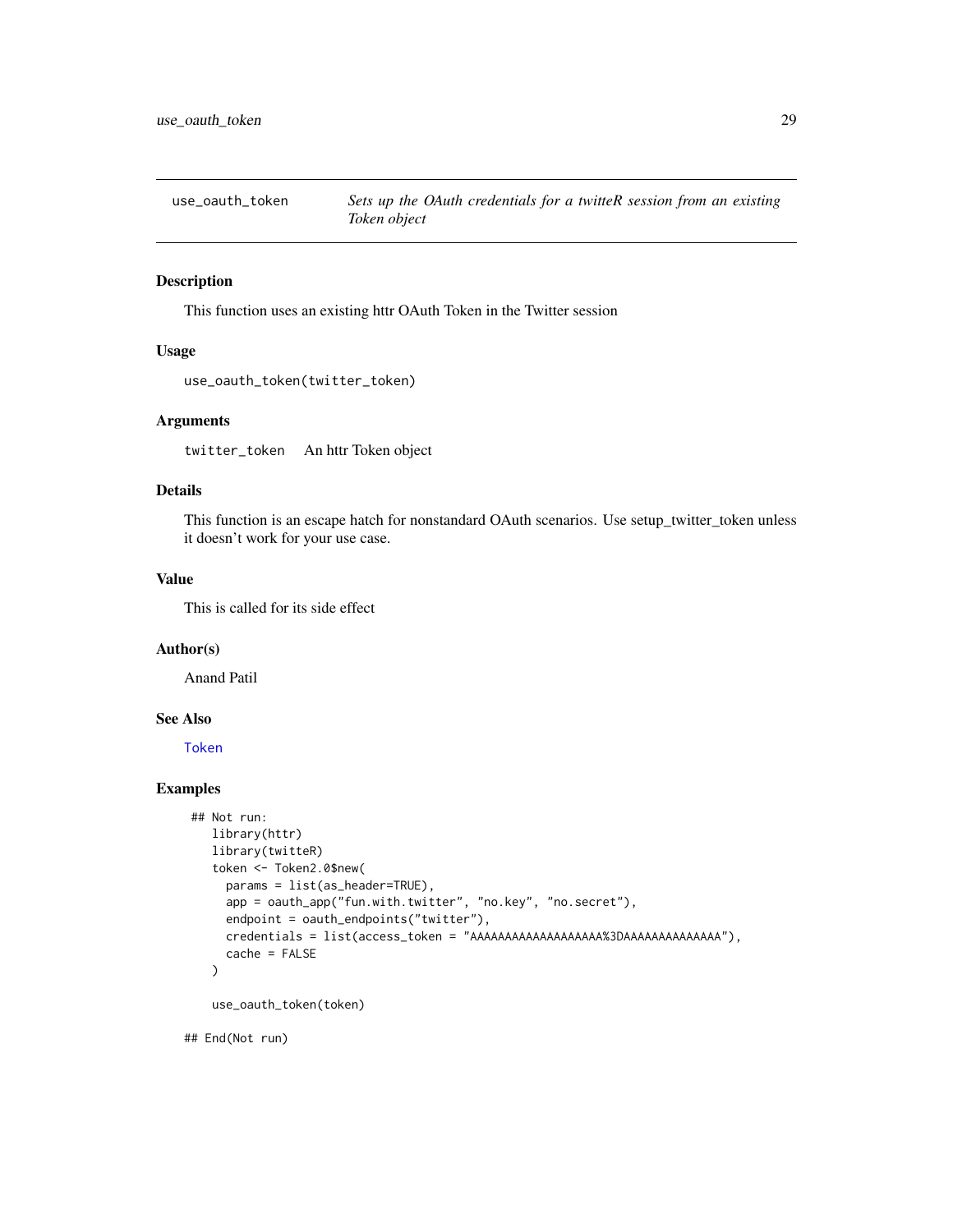# use_oauth_token

*Sets up the OAuth credentials for a twitteR session from an existing Token object*

## Description

This function uses an existing httr OAuth Token in the Twitter session

## Usage

```
use_oauth_token(twitter_token)
```

## Arguments

`twitter_token` An httr Token object

## Details

This function is an escape hatch for nonstandard OAuth scenarios. Use setup_twitter_token unless it doesn't work for your use case.

## Value

This is called for its side effect

## Author(s)

Anand Patil

## See Also

`Token`

## Examples

```
 ## Not run:
   library(httr)
   library(twitteR)
   token <- Token2.0$new(
     params = list(as_header=TRUE),
     app = oauth_app("fun.with.twitter", "no.key", "no.secret"),
     endpoint = oauth_endpoints("twitter"),
     credentials = list(access_token = "AAAAAAAAAAAAAAAAAAA%3DAAAAAAAAAAAAAAA"),
     cache = FALSE
   )

   use_oauth_token(token)

## End(Not run)
```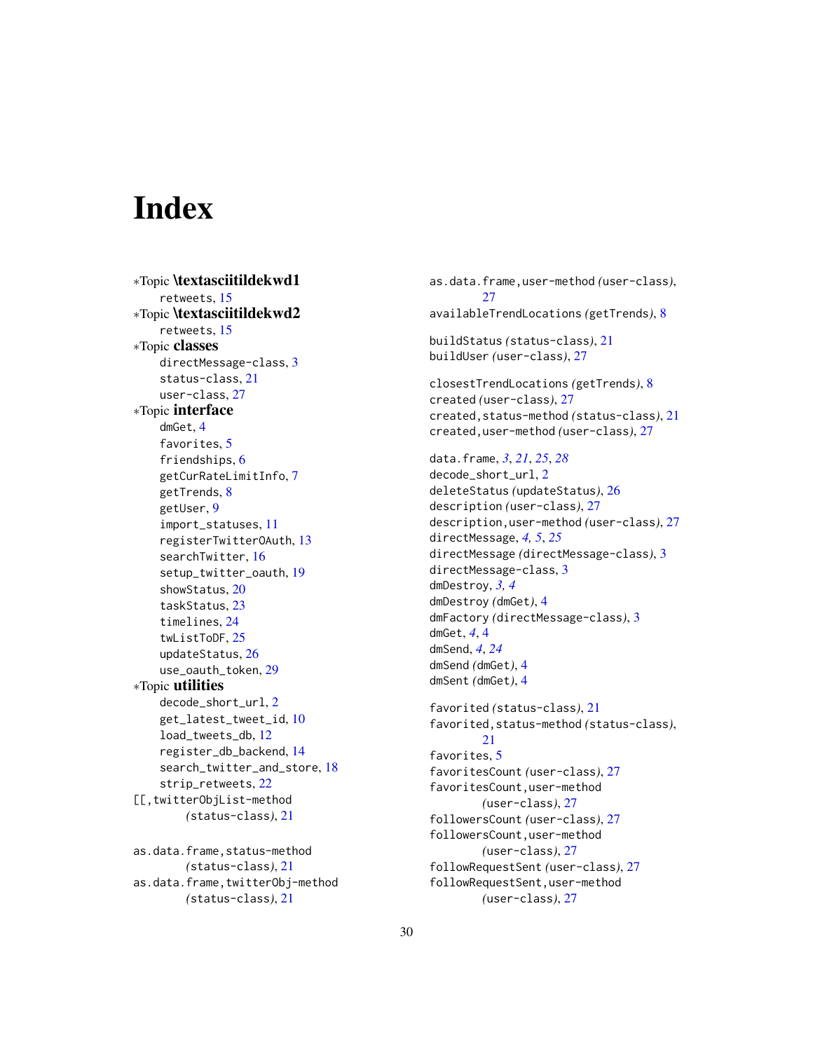# Index

*Topic **\textasciitildekwd1**
- retweets, 15

*Topic **\textasciitildekwd2**
- retweets, 15

*Topic **classes**
- directMessage-class, 3
- status-class, 21
- user-class, 27

*Topic **interface**
- dmGet, 4
- favorites, 5
- friendships, 6
- getCurRateLimitInfo, 7
- getTrends, 8
- getUser, 9
- import_statuses, 11
- registerTwitterOAuth, 13
- searchTwitter, 16
- setup_twitter_oauth, 19
- showStatus, 20
- taskStatus, 23
- timelines, 24
- twListToDF, 25
- updateStatus, 26
- use_oauth_token, 29

*Topic **utilities**
- decode_short_url, 2
- get_latest_tweet_id, 10
- load_tweets_db, 12
- register_db_backend, 14
- search_twitter_and_store, 18
- strip_retweets, 22

[[,twitterObjList-method *(status-class)*, 21

as.data.frame,status-method *(status-class)*, 21
as.data.frame,twitterObj-method *(status-class)*, 21
as.data.frame,user-method *(user-class)*, 27
availableTrendLocations *(getTrends)*, 8

buildStatus *(status-class)*, 21
buildUser *(user-class)*, 27

closestTrendLocations *(getTrends)*, 8
created *(user-class)*, 27
created,status-method *(status-class)*, 21
created,user-method *(user-class)*, 27

data.frame, *3*, *21*, *25*, *28*
decode_short_url, 2
deleteStatus *(updateStatus)*, 26
description *(user-class)*, 27
description,user-method *(user-class)*, 27
directMessage, *4, 5*, *25*
directMessage *(directMessage-class)*, 3
directMessage-class, 3
dmDestroy, *3, 4*
dmDestroy *(dmGet)*, 4
dmFactory *(directMessage-class)*, 3
dmGet, *4*, 4
dmSend, *4*, *24*
dmSend *(dmGet)*, 4
dmSent *(dmGet)*, 4

favorited *(status-class)*, 21
favorited,status-method *(status-class)*, 21
favorites, 5
favoritesCount *(user-class)*, 27
favoritesCount,user-method *(user-class)*, 27
followersCount *(user-class)*, 27
followersCount,user-method *(user-class)*, 27
followRequestSent *(user-class)*, 27
followRequestSent,user-method *(user-class)*, 27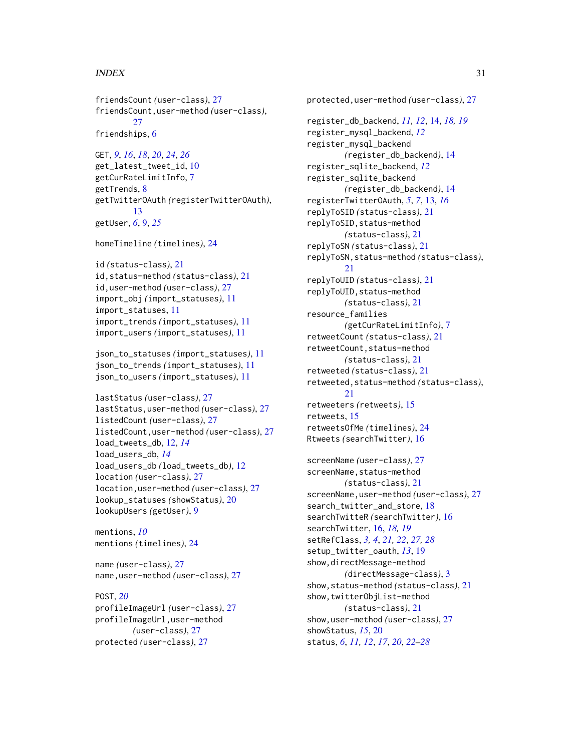friendsCount *(user-class)*, 27
friendsCount,user-method *(user-class)*, 27
friendships, 6

GET, *9*, *16*, *18*, *20*, *24*, *26*
get_latest_tweet_id, 10
getCurRateLimitInfo, 7
getTrends, 8
getTwitterOAuth *(registerTwitterOAuth)*, 13
getUser, *6*, 9, *25*

homeTimeline *(timelines)*, 24

id *(status-class)*, 21
id,status-method *(status-class)*, 21
id,user-method *(user-class)*, 27
import_obj *(import_statuses)*, 11
import_statuses, 11
import_trends *(import_statuses)*, 11
import_users *(import_statuses)*, 11

json_to_statuses *(import_statuses)*, 11
json_to_trends *(import_statuses)*, 11
json_to_users *(import_statuses)*, 11

lastStatus *(user-class)*, 27
lastStatus,user-method *(user-class)*, 27
listedCount *(user-class)*, 27
listedCount,user-method *(user-class)*, 27
load_tweets_db, 12, *14*
load_users_db, *14*
load_users_db *(load_tweets_db)*, 12
location *(user-class)*, 27
location,user-method *(user-class)*, 27
lookup_statuses *(showStatus)*, 20
lookupUsers *(getUser)*, 9

mentions, *10*
mentions *(timelines)*, 24

name *(user-class)*, 27
name,user-method *(user-class)*, 27

POST, *20*
profileImageUrl *(user-class)*, 27
profileImageUrl,user-method *(user-class)*, 27
protected *(user-class)*, 27
protected,user-method *(user-class)*, 27

register_db_backend, *11*, *12*, 14, *18*, *19*
register_mysql_backend, *12*
register_mysql_backend *(register_db_backend)*, 14
register_sqlite_backend, *12*
register_sqlite_backend *(register_db_backend)*, 14
registerTwitterOAuth, *5*, *7*, 13, *16*
replyToSID *(status-class)*, 21
replyToSID,status-method *(status-class)*, 21
replyToSN *(status-class)*, 21
replyToSN,status-method *(status-class)*, 21
replyToUID *(status-class)*, 21
replyToUID,status-method *(status-class)*, 21
resource_families *(getCurRateLimitInfo)*, 7
retweetCount *(status-class)*, 21
retweetCount,status-method *(status-class)*, 21
retweeted *(status-class)*, 21
retweeted,status-method *(status-class)*, 21
retweeters *(retweets)*, 15
retweets, 15
retweetsOfMe *(timelines)*, 24
Rtweets *(searchTwitter)*, 16

screenName *(user-class)*, 27
screenName,status-method *(status-class)*, 21
screenName,user-method *(user-class)*, 27
search_twitter_and_store, 18
searchTwitteR *(searchTwitter)*, 16
searchTwitter, 16, *18*, *19*
setRefClass, *3*, *4*, *21*, *22*, *27*, *28*
setup_twitter_oauth, *13*, 19
show,directMessage-method *(directMessage-class)*, 3
show,status-method *(status-class)*, 21
show,twitterObjList-method *(status-class)*, 21
show,user-method *(user-class)*, 27
showStatus, *15*, 20
status, *6*, *11*, *12*, *17*, *20*, *22–28*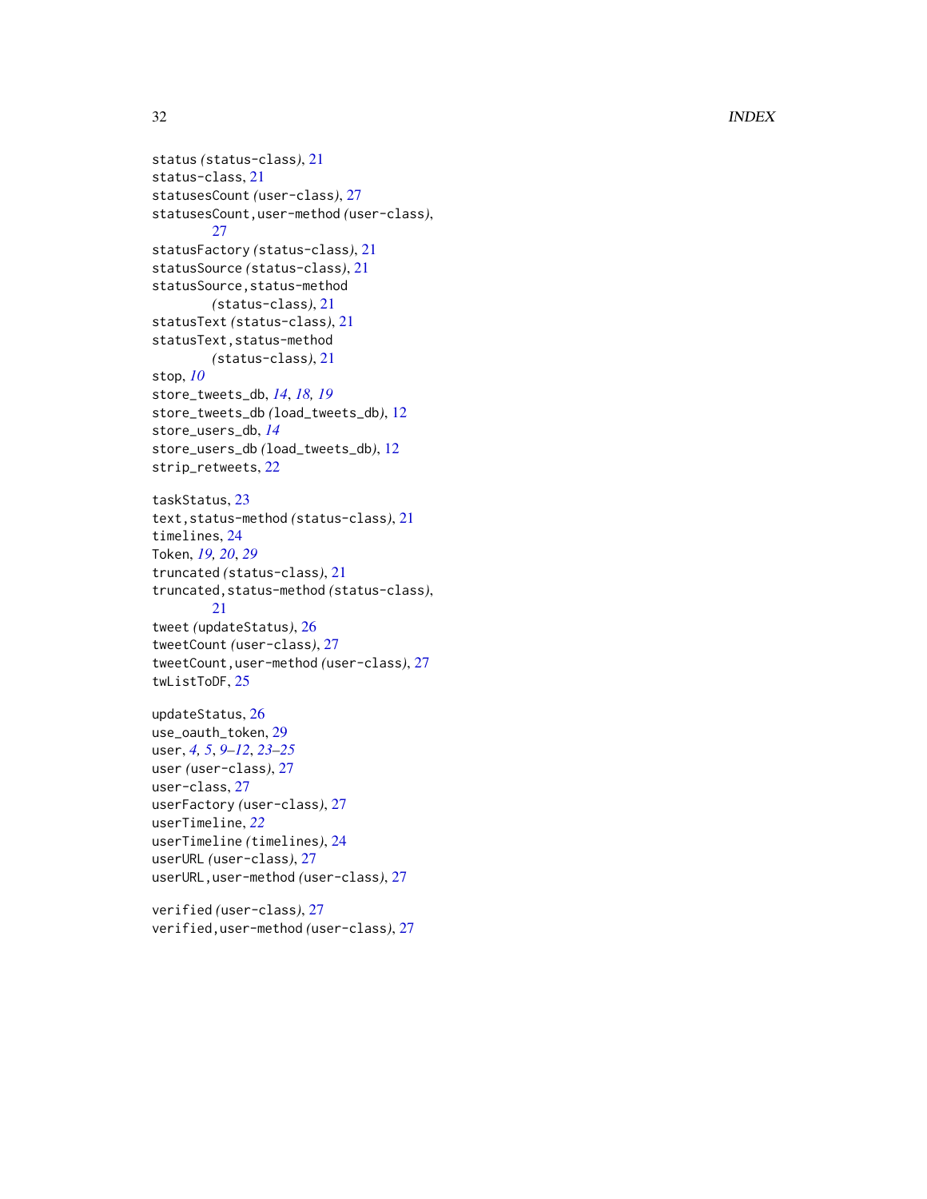status (status-class), 21
status-class, 21
statusesCount (user-class), 27
statusesCount,user-method (user-class), 27
statusFactory (status-class), 21
statusSource (status-class), 21
statusSource,status-method (status-class), 21
statusText (status-class), 21
statusText,status-method (status-class), 21
stop, *10*
store_tweets_db, *14*, *18, 19*
store_tweets_db (load_tweets_db), 12
store_users_db, *14*
store_users_db (load_tweets_db), 12
strip_retweets, 22

taskStatus, 23
text,status-method (status-class), 21
timelines, 24
Token, *19, 20*, *29*
truncated (status-class), 21
truncated,status-method (status-class), 21
tweet (updateStatus), 26
tweetCount (user-class), 27
tweetCount,user-method (user-class), 27
twListToDF, 25

updateStatus, 26
use_oauth_token, 29
user, *4, 5*, *9–12*, *23–25*
user (user-class), 27
user-class, 27
userFactory (user-class), 27
userTimeline, *22*
userTimeline (timelines), 24
userURL (user-class), 27
userURL,user-method (user-class), 27

verified (user-class), 27
verified,user-method (user-class), 27